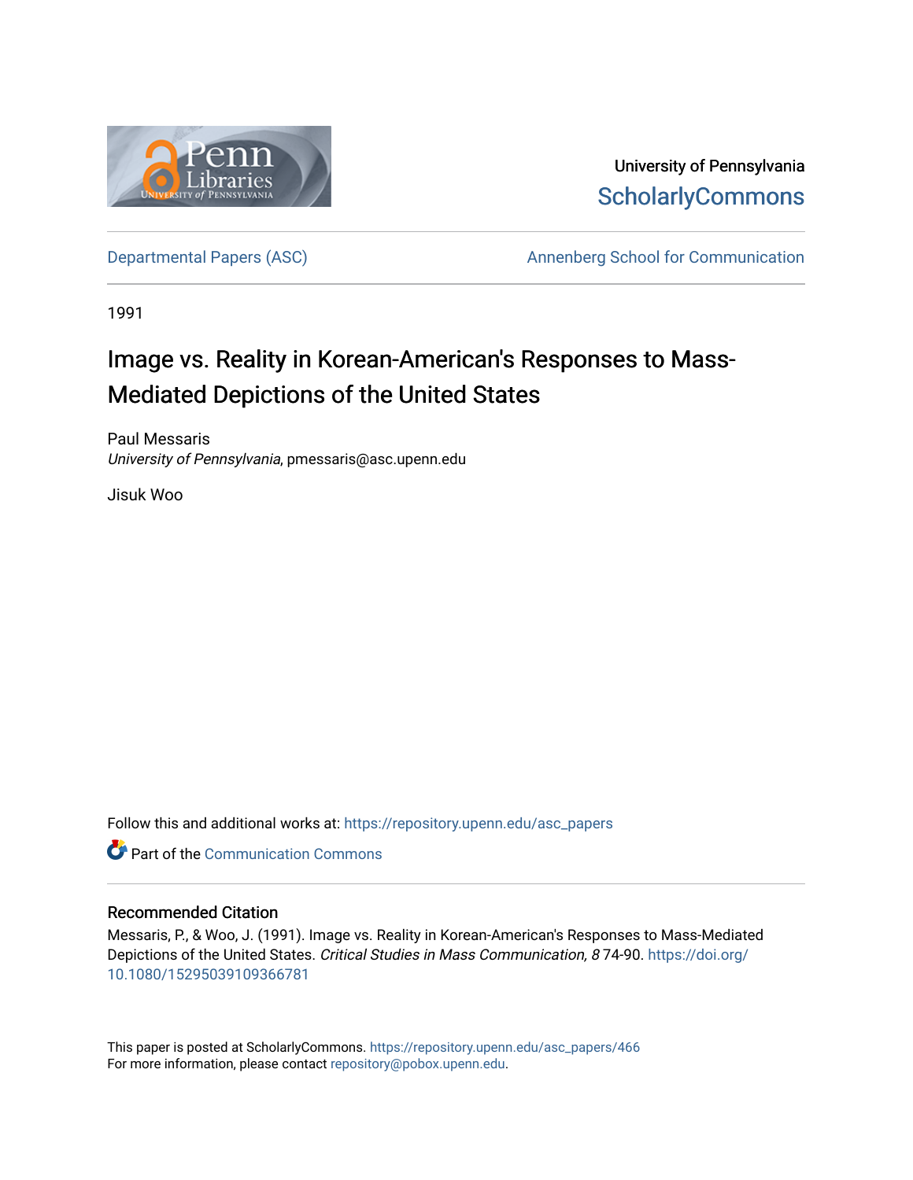University of Pennsylvania
ScholarlyCommons

Departmental Papers (ASC) | Annenberg School for Communication

1991

# Image vs. Reality in Korean-American's Responses to Mass-Mediated Depictions of the United States

Paul Messaris
*University of Pennsylvania*, pmessaris@asc.upenn.edu

Jisuk Woo

Follow this and additional works at: https://repository.upenn.edu/asc_papers

Part of the Communication Commons

## Recommended Citation

Messaris, P., & Woo, J. (1991). Image vs. Reality in Korean-American's Responses to Mass-Mediated Depictions of the United States. *Critical Studies in Mass Communication, 8* 74-90. https://doi.org/10.1080/15295039109366781

This paper is posted at ScholarlyCommons. https://repository.upenn.edu/asc_papers/466
For more information, please contact repository@pobox.upenn.edu.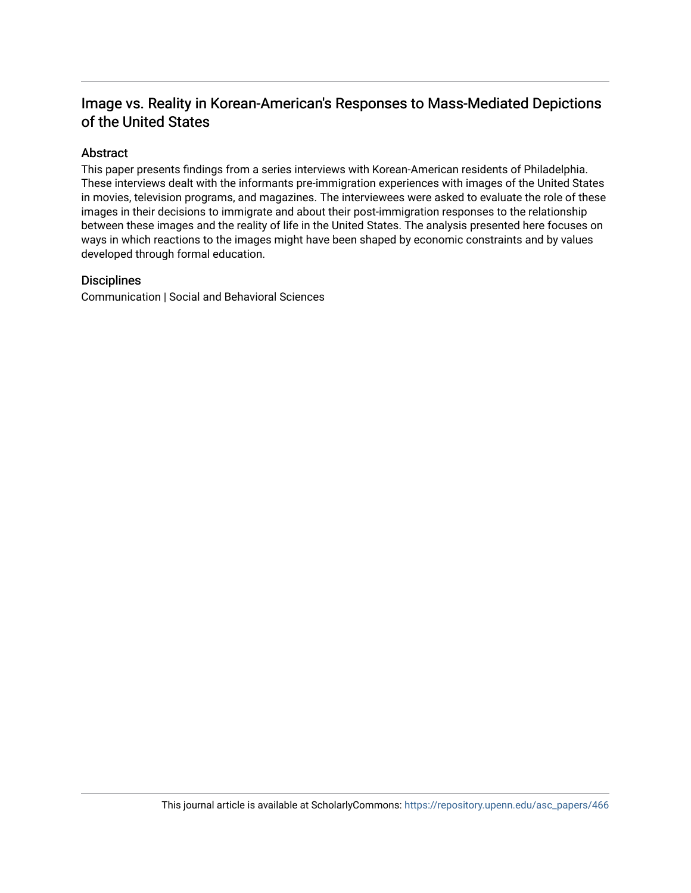## Image vs. Reality in Korean-American's Responses to Mass-Mediated Depictions of the United States

### Abstract

This paper presents findings from a series interviews with Korean-American residents of Philadelphia. These interviews dealt with the informants pre-immigration experiences with images of the United States in movies, television programs, and magazines. The interviewees were asked to evaluate the role of these images in their decisions to immigrate and about their post-immigration responses to the relationship between these images and the reality of life in the United States. The analysis presented here focuses on ways in which reactions to the images might have been shaped by economic constraints and by values developed through formal education.

### Disciplines

Communication | Social and Behavioral Sciences

This journal article is available at ScholarlyCommons: https://repository.upenn.edu/asc_papers/466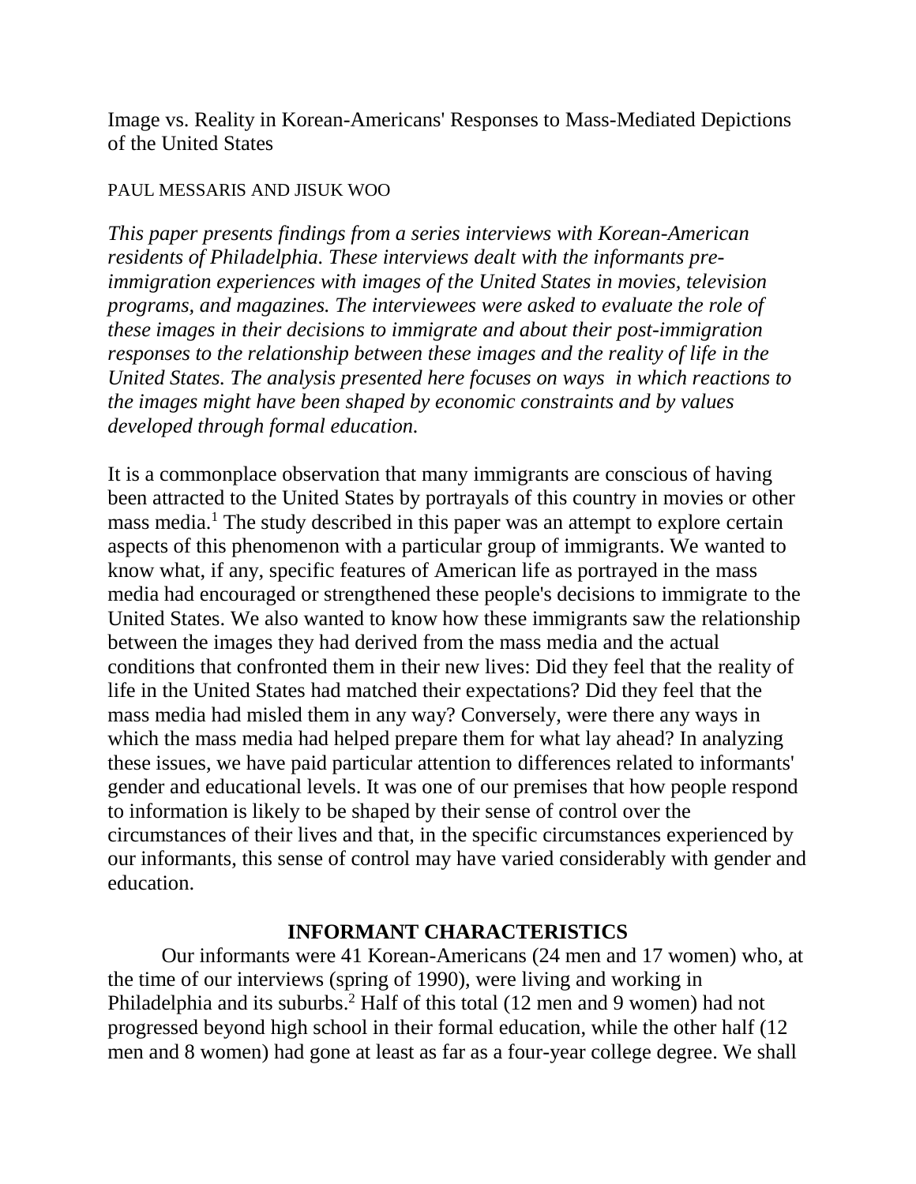Image vs. Reality in Korean-Americans' Responses to Mass-Mediated Depictions of the United States

PAUL MESSARIS AND JISUK WOO

*This paper presents findings from a series interviews with Korean-American residents of Philadelphia. These interviews dealt with the informants pre-immigration experiences with images of the United States in movies, television programs, and magazines. The interviewees were asked to evaluate the role of these images in their decisions to immigrate and about their post-immigration responses to the relationship between these images and the reality of life in the United States. The analysis presented here focuses on ways in which reactions to the images might have been shaped by economic constraints and by values developed through formal education.*

It is a commonplace observation that many immigrants are conscious of having been attracted to the United States by portrayals of this country in movies or other mass media.[1] The study described in this paper was an attempt to explore certain aspects of this phenomenon with a particular group of immigrants. We wanted to know what, if any, specific features of American life as portrayed in the mass media had encouraged or strengthened these people's decisions to immigrate to the United States. We also wanted to know how these immigrants saw the relationship between the images they had derived from the mass media and the actual conditions that confronted them in their new lives: Did they feel that the reality of life in the United States had matched their expectations? Did they feel that the mass media had misled them in any way? Conversely, were there any ways in which the mass media had helped prepare them for what lay ahead? In analyzing these issues, we have paid particular attention to differences related to informants' gender and educational levels. It was one of our premises that how people respond to information is likely to be shaped by their sense of control over the circumstances of their lives and that, in the specific circumstances experienced by our informants, this sense of control may have varied considerably with gender and education.

## INFORMANT CHARACTERISTICS

Our informants were 41 Korean-Americans (24 men and 17 women) who, at the time of our interviews (spring of 1990), were living and working in Philadelphia and its suburbs.[2] Half of this total (12 men and 9 women) had not progressed beyond high school in their formal education, while the other half (12 men and 8 women) had gone at least as far as a four-year college degree. We shall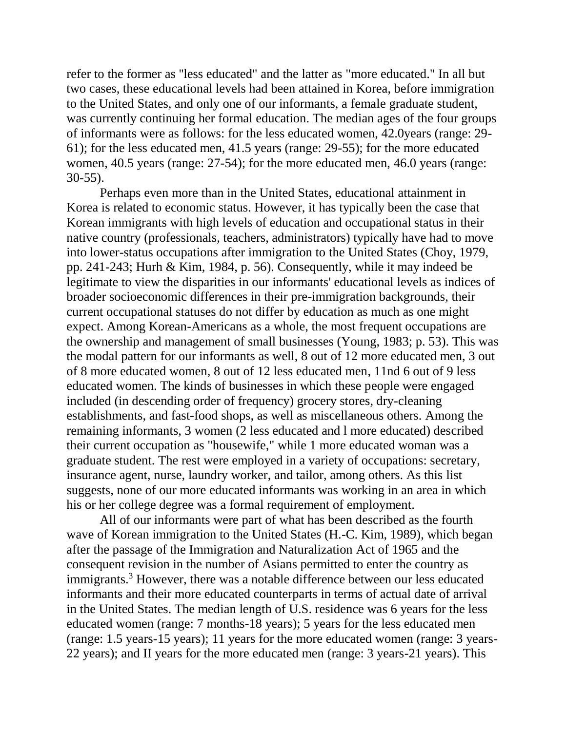refer to the former as "less educated" and the latter as "more educated." In all but two cases, these educational levels had been attained in Korea, before immigration to the United States, and only one of our informants, a female graduate student, was currently continuing her formal education. The median ages of the four groups of informants were as follows: for the less educated women, 42.0years (range: 29-61); for the less educated men, 41.5 years (range: 29-55); for the more educated women, 40.5 years (range: 27-54); for the more educated men, 46.0 years (range: 30-55).

Perhaps even more than in the United States, educational attainment in Korea is related to economic status. However, it has typically been the case that Korean immigrants with high levels of education and occupational status in their native country (professionals, teachers, administrators) typically have had to move into lower-status occupations after immigration to the United States (Choy, 1979, pp. 241-243; Hurh & Kim, 1984, p. 56). Consequently, while it may indeed be legitimate to view the disparities in our informants' educational levels as indices of broader socioeconomic differences in their pre-immigration backgrounds, their current occupational statuses do not differ by education as much as one might expect. Among Korean-Americans as a whole, the most frequent occupations are the ownership and management of small businesses (Young, 1983; p. 53). This was the modal pattern for our informants as well, 8 out of 12 more educated men, 3 out of 8 more educated women, 8 out of 12 less educated men, 11nd 6 out of 9 less educated women. The kinds of businesses in which these people were engaged included (in descending order of frequency) grocery stores, dry-cleaning establishments, and fast-food shops, as well as miscellaneous others. Among the remaining informants, 3 women (2 less educated and l more educated) described their current occupation as "housewife," while 1 more educated woman was a graduate student. The rest were employed in a variety of occupations: secretary, insurance agent, nurse, laundry worker, and tailor, among others. As this list suggests, none of our more educated informants was working in an area in which his or her college degree was a formal requirement of employment.

All of our informants were part of what has been described as the fourth wave of Korean immigration to the United States (H.-C. Kim, 1989), which began after the passage of the Immigration and Naturalization Act of 1965 and the consequent revision in the number of Asians permitted to enter the country as immigrants.[3] However, there was a notable difference between our less educated informants and their more educated counterparts in terms of actual date of arrival in the United States. The median length of U.S. residence was 6 years for the less educated women (range: 7 months-18 years); 5 years for the less educated men (range: 1.5 years-15 years); 11 years for the more educated women (range: 3 years-22 years); and II years for the more educated men (range: 3 years-21 years). This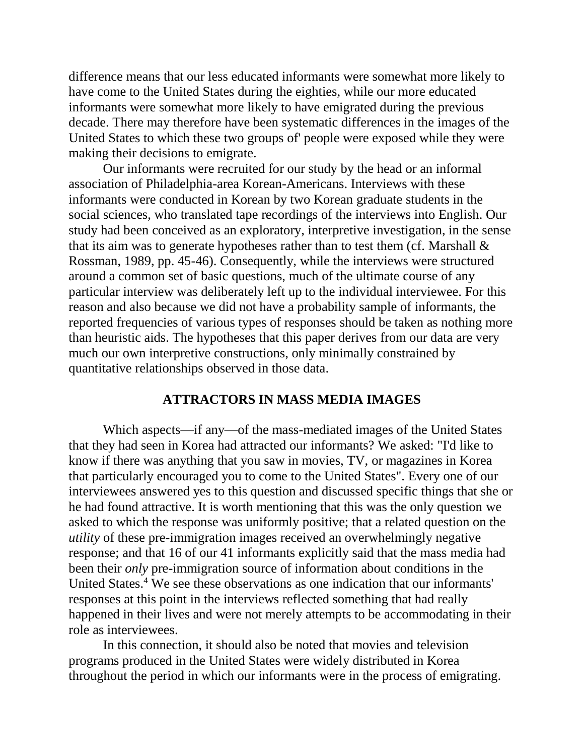difference means that our less educated informants were somewhat more likely to have come to the United States during the eighties, while our more educated informants were somewhat more likely to have emigrated during the previous decade. There may therefore have been systematic differences in the images of the United States to which these two groups of' people were exposed while they were making their decisions to emigrate.

Our informants were recruited for our study by the head or an informal association of Philadelphia-area Korean-Americans. Interviews with these informants were conducted in Korean by two Korean graduate students in the social sciences, who translated tape recordings of the interviews into English. Our study had been conceived as an exploratory, interpretive investigation, in the sense that its aim was to generate hypotheses rather than to test them (cf. Marshall & Rossman, 1989, pp. 45-46). Consequently, while the interviews were structured around a common set of basic questions, much of the ultimate course of any particular interview was deliberately left up to the individual interviewee. For this reason and also because we did not have a probability sample of informants, the reported frequencies of various types of responses should be taken as nothing more than heuristic aids. The hypotheses that this paper derives from our data are very much our own interpretive constructions, only minimally constrained by quantitative relationships observed in those data.

## ATTRACTORS IN MASS MEDIA IMAGES

Which aspects—if any—of the mass-mediated images of the United States that they had seen in Korea had attracted our informants? We asked: "I'd like to know if there was anything that you saw in movies, TV, or magazines in Korea that particularly encouraged you to come to the United States". Every one of our interviewees answered yes to this question and discussed specific things that she or he had found attractive. It is worth mentioning that this was the only question we asked to which the response was uniformly positive; that a related question on the *utility* of these pre-immigration images received an overwhelmingly negative response; and that 16 of our 41 informants explicitly said that the mass media had been their *only* pre-immigration source of information about conditions in the United States.[4] We see these observations as one indication that our informants' responses at this point in the interviews reflected something that had really happened in their lives and were not merely attempts to be accommodating in their role as interviewees.

In this connection, it should also be noted that movies and television programs produced in the United States were widely distributed in Korea throughout the period in which our informants were in the process of emigrating.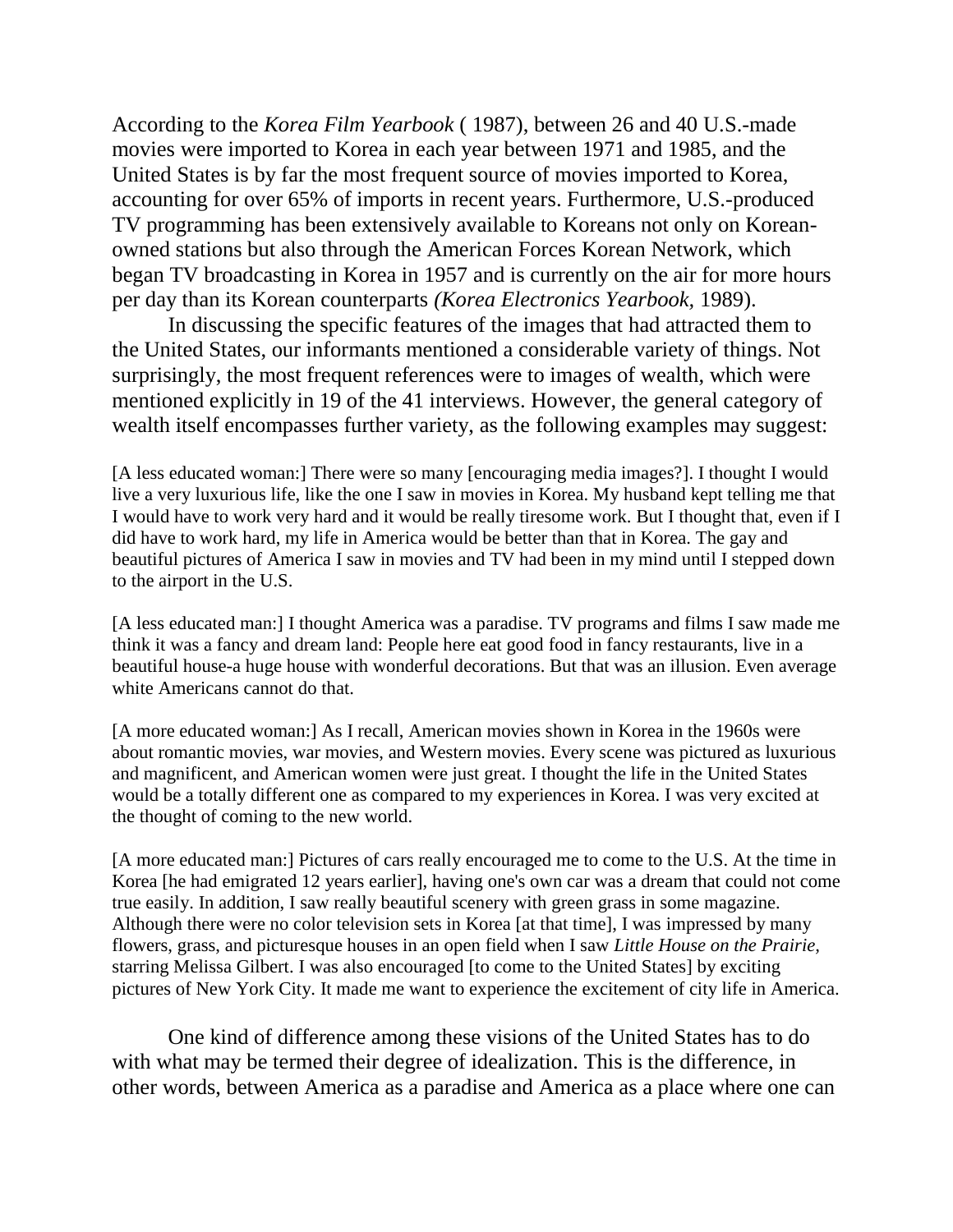According to the *Korea Film Yearbook* ( 1987), between 26 and 40 U.S.-made movies were imported to Korea in each year between 1971 and 1985, and the United States is by far the most frequent source of movies imported to Korea, accounting for over 65% of imports in recent years. Furthermore, U.S.-produced TV programming has been extensively available to Koreans not only on Korean-owned stations but also through the American Forces Korean Network, which began TV broadcasting in Korea in 1957 and is currently on the air for more hours per day than its Korean counterparts *(Korea Electronics Yearbook,* 1989).

In discussing the specific features of the images that had attracted them to the United States, our informants mentioned a considerable variety of things. Not surprisingly, the most frequent references were to images of wealth, which were mentioned explicitly in 19 of the 41 interviews. However, the general category of wealth itself encompasses further variety, as the following examples may suggest:

> [A less educated woman:] There were so many [encouraging media images?]. I thought I would live a very luxurious life, like the one I saw in movies in Korea. My husband kept telling me that I would have to work very hard and it would be really tiresome work. But I thought that, even if I did have to work hard, my life in America would be better than that in Korea. The gay and beautiful pictures of America I saw in movies and TV had been in my mind until I stepped down to the airport in the U.S.

> [A less educated man:] I thought America was a paradise. TV programs and films I saw made me think it was a fancy and dream land: People here eat good food in fancy restaurants, live in a beautiful house-a huge house with wonderful decorations. But that was an illusion. Even average white Americans cannot do that.

> [A more educated woman:] As I recall, American movies shown in Korea in the 1960s were about romantic movies, war movies, and Western movies. Every scene was pictured as luxurious and magnificent, and American women were just great. I thought the life in the United States would be a totally different one as compared to my experiences in Korea. I was very excited at the thought of coming to the new world.

> [A more educated man:] Pictures of cars really encouraged me to come to the U.S. At the time in Korea [he had emigrated 12 years earlier], having one's own car was a dream that could not come true easily. In addition, I saw really beautiful scenery with green grass in some magazine. Although there were no color television sets in Korea [at that time], I was impressed by many flowers, grass, and picturesque houses in an open field when I saw *Little House on the Prairie*, starring Melissa Gilbert. I was also encouraged [to come to the United States] by exciting pictures of New York City. It made me want to experience the excitement of city life in America.

One kind of difference among these visions of the United States has to do with what may be termed their degree of idealization. This is the difference, in other words, between America as a paradise and America as a place where one can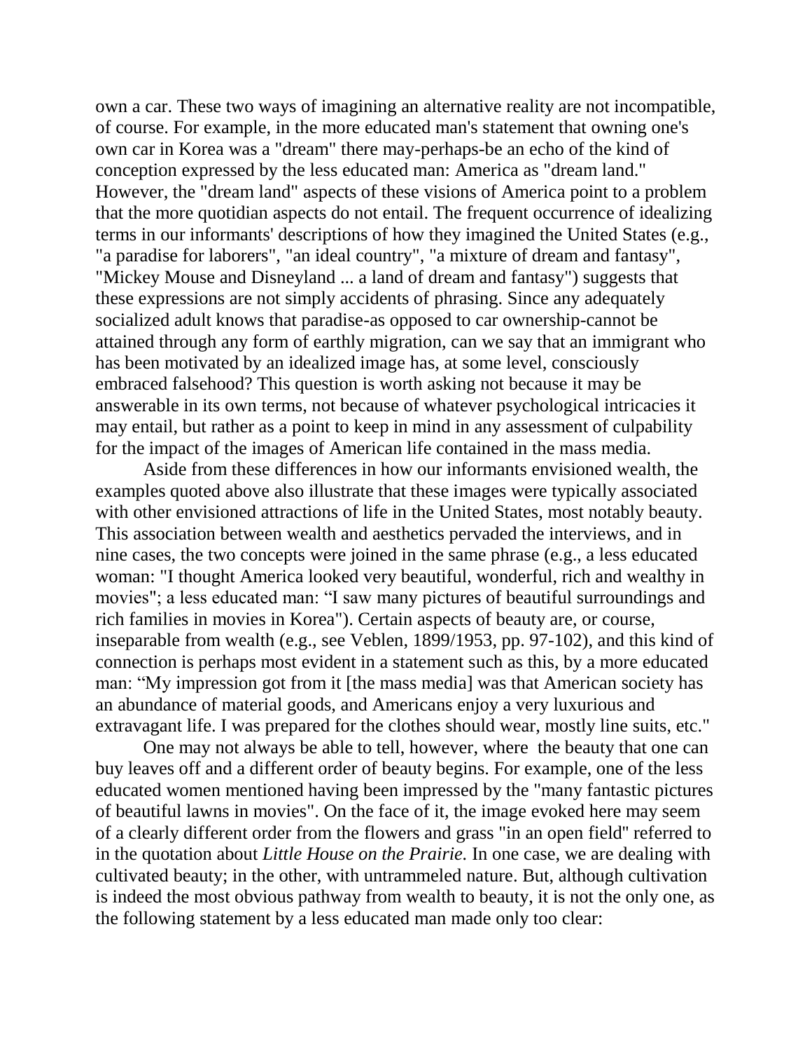own a car. These two ways of imagining an alternative reality are not incompatible, of course. For example, in the more educated man's statement that owning one's own car in Korea was a "dream" there may-perhaps-be an echo of the kind of conception expressed by the less educated man: America as "dream land." However, the "dream land" aspects of these visions of America point to a problem that the more quotidian aspects do not entail. The frequent occurrence of idealizing terms in our informants' descriptions of how they imagined the United States (e.g., "a paradise for laborers", "an ideal country", "a mixture of dream and fantasy", "Mickey Mouse and Disneyland ... a land of dream and fantasy") suggests that these expressions are not simply accidents of phrasing. Since any adequately socialized adult knows that paradise-as opposed to car ownership-cannot be attained through any form of earthly migration, can we say that an immigrant who has been motivated by an idealized image has, at some level, consciously embraced falsehood? This question is worth asking not because it may be answerable in its own terms, not because of whatever psychological intricacies it may entail, but rather as a point to keep in mind in any assessment of culpability for the impact of the images of American life contained in the mass media.

Aside from these differences in how our informants envisioned wealth, the examples quoted above also illustrate that these images were typically associated with other envisioned attractions of life in the United States, most notably beauty. This association between wealth and aesthetics pervaded the interviews, and in nine cases, the two concepts were joined in the same phrase (e.g., a less educated woman: "I thought America looked very beautiful, wonderful, rich and wealthy in movies"; a less educated man: "I saw many pictures of beautiful surroundings and rich families in movies in Korea"). Certain aspects of beauty are, or course, inseparable from wealth (e.g., see Veblen, 1899/1953, pp. 97-102), and this kind of connection is perhaps most evident in a statement such as this, by a more educated man: "My impression got from it [the mass media] was that American society has an abundance of material goods, and Americans enjoy a very luxurious and extravagant life. I was prepared for the clothes should wear, mostly line suits, etc."

One may not always be able to tell, however, where the beauty that one can buy leaves off and a different order of beauty begins. For example, one of the less educated women mentioned having been impressed by the "many fantastic pictures of beautiful lawns in movies". On the face of it, the image evoked here may seem of a clearly different order from the flowers and grass "in an open field" referred to in the quotation about *Little House on the Prairie.* In one case, we are dealing with cultivated beauty; in the other, with untrammeled nature. But, although cultivation is indeed the most obvious pathway from wealth to beauty, it is not the only one, as the following statement by a less educated man made only too clear: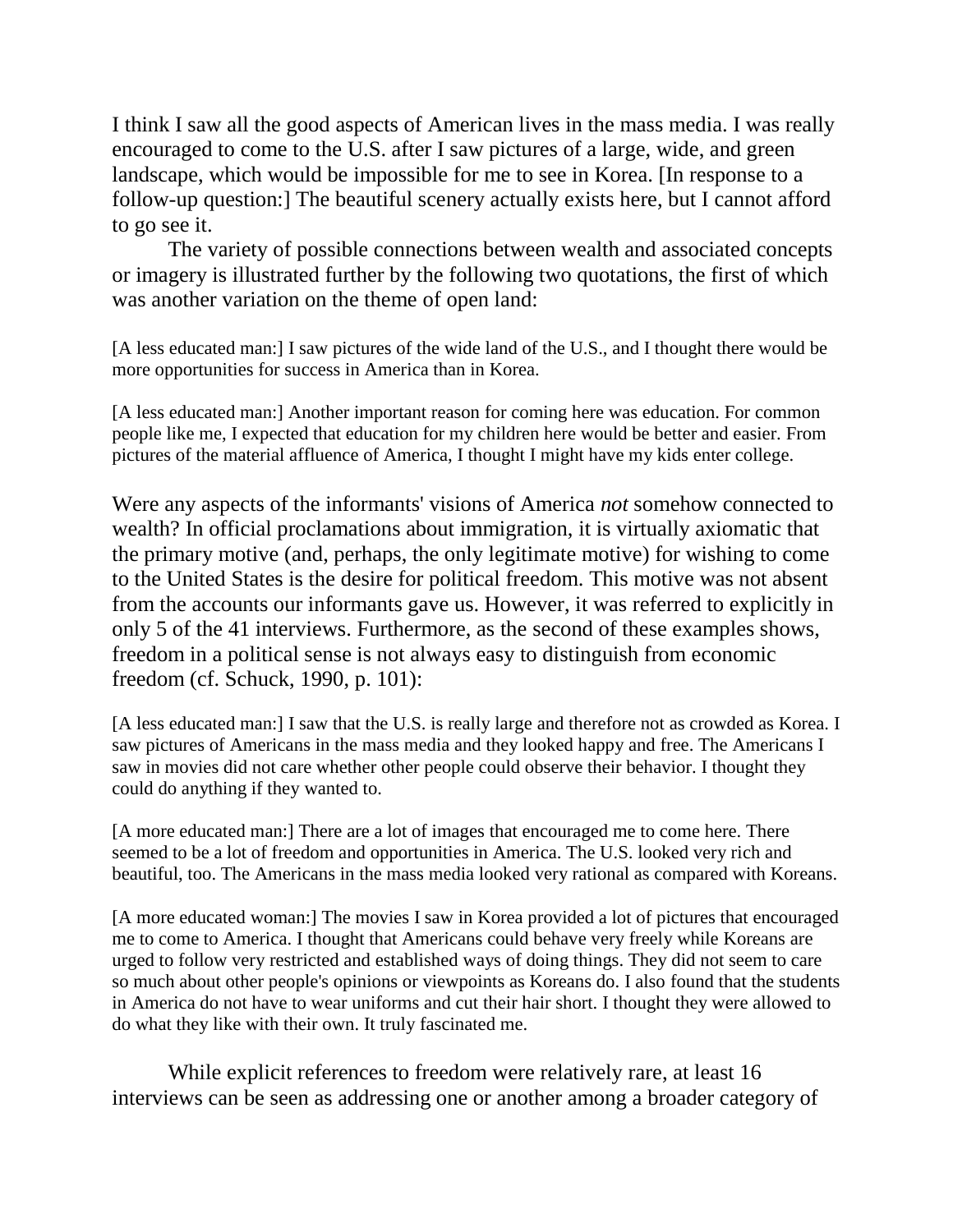I think I saw all the good aspects of American lives in the mass media. I was really encouraged to come to the U.S. after I saw pictures of a large, wide, and green landscape, which would be impossible for me to see in Korea. [In response to a follow-up question:] The beautiful scenery actually exists here, but I cannot afford to go see it.

The variety of possible connections between wealth and associated concepts or imagery is illustrated further by the following two quotations, the first of which was another variation on the theme of open land:

> [A less educated man:] I saw pictures of the wide land of the U.S., and I thought there would be more opportunities for success in America than in Korea.

> [A less educated man:] Another important reason for coming here was education. For common people like me, I expected that education for my children here would be better and easier. From pictures of the material affluence of America, I thought I might have my kids enter college.

Were any aspects of the informants' visions of America *not* somehow connected to wealth? In official proclamations about immigration, it is virtually axiomatic that the primary motive (and, perhaps, the only legitimate motive) for wishing to come to the United States is the desire for political freedom. This motive was not absent from the accounts our informants gave us. However, it was referred to explicitly in only 5 of the 41 interviews. Furthermore, as the second of these examples shows, freedom in a political sense is not always easy to distinguish from economic freedom (cf. Schuck, 1990, p. 101):

> [A less educated man:] I saw that the U.S. is really large and therefore not as crowded as Korea. I saw pictures of Americans in the mass media and they looked happy and free. The Americans I saw in movies did not care whether other people could observe their behavior. I thought they could do anything if they wanted to.

> [A more educated man:] There are a lot of images that encouraged me to come here. There seemed to be a lot of freedom and opportunities in America. The U.S. looked very rich and beautiful, too. The Americans in the mass media looked very rational as compared with Koreans.

> [A more educated woman:] The movies I saw in Korea provided a lot of pictures that encouraged me to come to America. I thought that Americans could behave very freely while Koreans are urged to follow very restricted and established ways of doing things. They did not seem to care so much about other people's opinions or viewpoints as Koreans do. I also found that the students in America do not have to wear uniforms and cut their hair short. I thought they were allowed to do what they like with their own. It truly fascinated me.

While explicit references to freedom were relatively rare, at least 16 interviews can be seen as addressing one or another among a broader category of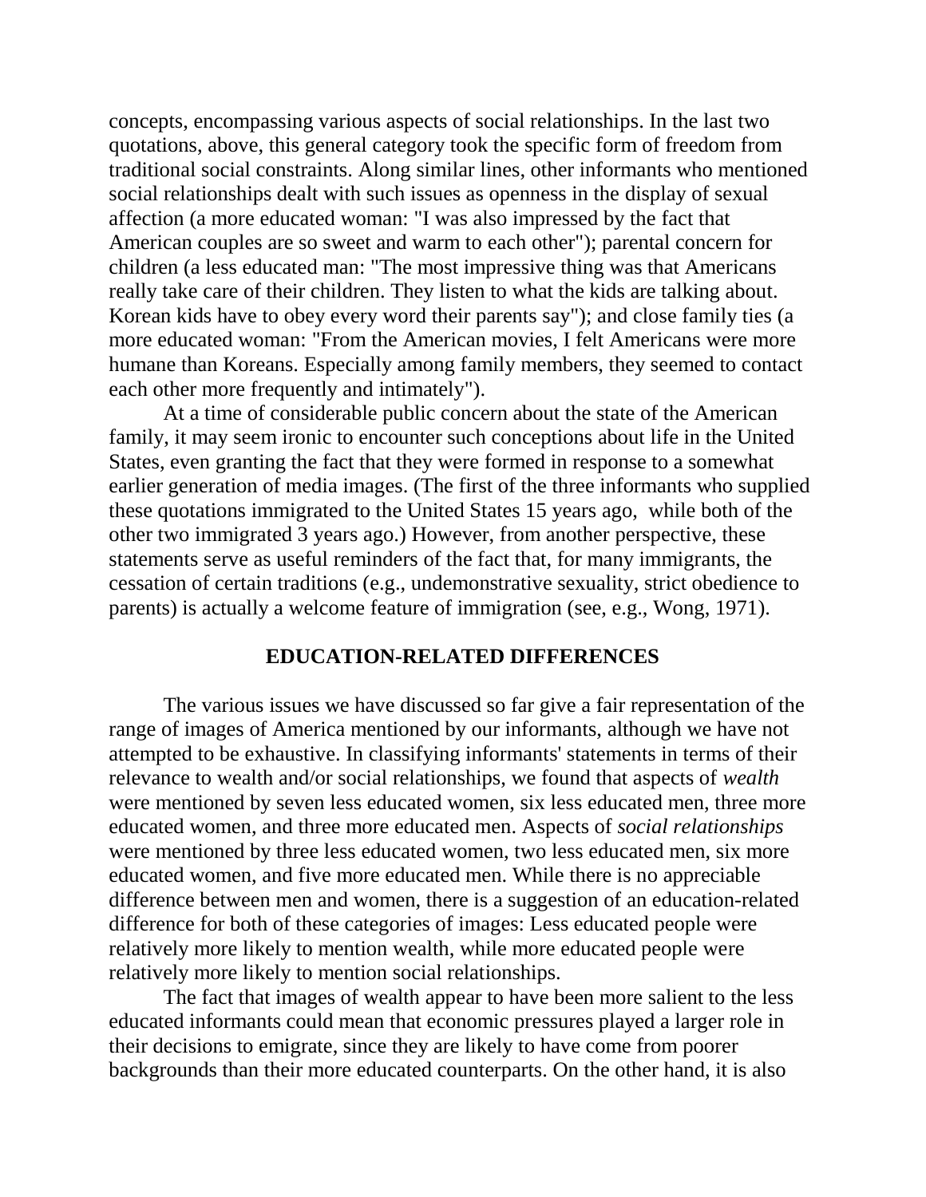concepts, encompassing various aspects of social relationships. In the last two quotations, above, this general category took the specific form of freedom from traditional social constraints. Along similar lines, other informants who mentioned social relationships dealt with such issues as openness in the display of sexual affection (a more educated woman: "I was also impressed by the fact that American couples are so sweet and warm to each other"); parental concern for children (a less educated man: "The most impressive thing was that Americans really take care of their children. They listen to what the kids are talking about. Korean kids have to obey every word their parents say"); and close family ties (a more educated woman: "From the American movies, I felt Americans were more humane than Koreans. Especially among family members, they seemed to contact each other more frequently and intimately").

At a time of considerable public concern about the state of the American family, it may seem ironic to encounter such conceptions about life in the United States, even granting the fact that they were formed in response to a somewhat earlier generation of media images. (The first of the three informants who supplied these quotations immigrated to the United States 15 years ago, while both of the other two immigrated 3 years ago.) However, from another perspective, these statements serve as useful reminders of the fact that, for many immigrants, the cessation of certain traditions (e.g., undemonstrative sexuality, strict obedience to parents) is actually a welcome feature of immigration (see, e.g., Wong, 1971).

## EDUCATION-RELATED DIFFERENCES

The various issues we have discussed so far give a fair representation of the range of images of America mentioned by our informants, although we have not attempted to be exhaustive. In classifying informants' statements in terms of their relevance to wealth and/or social relationships, we found that aspects of *wealth* were mentioned by seven less educated women, six less educated men, three more educated women, and three more educated men. Aspects of *social relationships* were mentioned by three less educated women, two less educated men, six more educated women, and five more educated men. While there is no appreciable difference between men and women, there is a suggestion of an education-related difference for both of these categories of images: Less educated people were relatively more likely to mention wealth, while more educated people were relatively more likely to mention social relationships.

The fact that images of wealth appear to have been more salient to the less educated informants could mean that economic pressures played a larger role in their decisions to emigrate, since they are likely to have come from poorer backgrounds than their more educated counterparts. On the other hand, it is also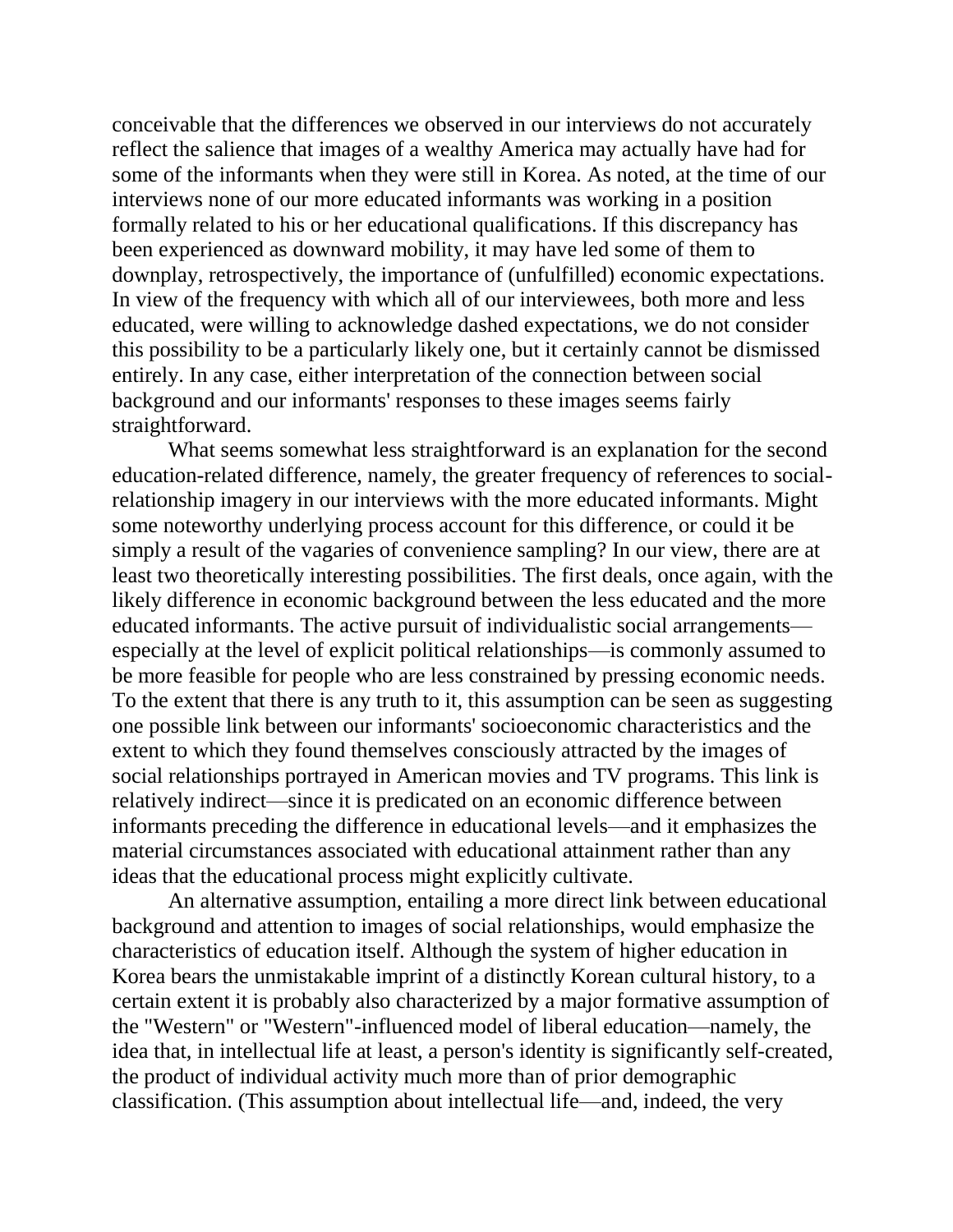conceivable that the differences we observed in our interviews do not accurately reflect the salience that images of a wealthy America may actually have had for some of the informants when they were still in Korea. As noted, at the time of our interviews none of our more educated informants was working in a position formally related to his or her educational qualifications. If this discrepancy has been experienced as downward mobility, it may have led some of them to downplay, retrospectively, the importance of (unfulfilled) economic expectations. In view of the frequency with which all of our interviewees, both more and less educated, were willing to acknowledge dashed expectations, we do not consider this possibility to be a particularly likely one, but it certainly cannot be dismissed entirely. In any case, either interpretation of the connection between social background and our informants' responses to these images seems fairly straightforward.

What seems somewhat less straightforward is an explanation for the second education-related difference, namely, the greater frequency of references to social-relationship imagery in our interviews with the more educated informants. Might some noteworthy underlying process account for this difference, or could it be simply a result of the vagaries of convenience sampling? In our view, there are at least two theoretically interesting possibilities. The first deals, once again, with the likely difference in economic background between the less educated and the more educated informants. The active pursuit of individualistic social arrangements—especially at the level of explicit political relationships—is commonly assumed to be more feasible for people who are less constrained by pressing economic needs. To the extent that there is any truth to it, this assumption can be seen as suggesting one possible link between our informants' socioeconomic characteristics and the extent to which they found themselves consciously attracted by the images of social relationships portrayed in American movies and TV programs. This link is relatively indirect—since it is predicated on an economic difference between informants preceding the difference in educational levels—and it emphasizes the material circumstances associated with educational attainment rather than any ideas that the educational process might explicitly cultivate.

An alternative assumption, entailing a more direct link between educational background and attention to images of social relationships, would emphasize the characteristics of education itself. Although the system of higher education in Korea bears the unmistakable imprint of a distinctly Korean cultural history, to a certain extent it is probably also characterized by a major formative assumption of the "Western" or "Western"-influenced model of liberal education—namely, the idea that, in intellectual life at least, a person's identity is significantly self-created, the product of individual activity much more than of prior demographic classification. (This assumption about intellectual life—and, indeed, the very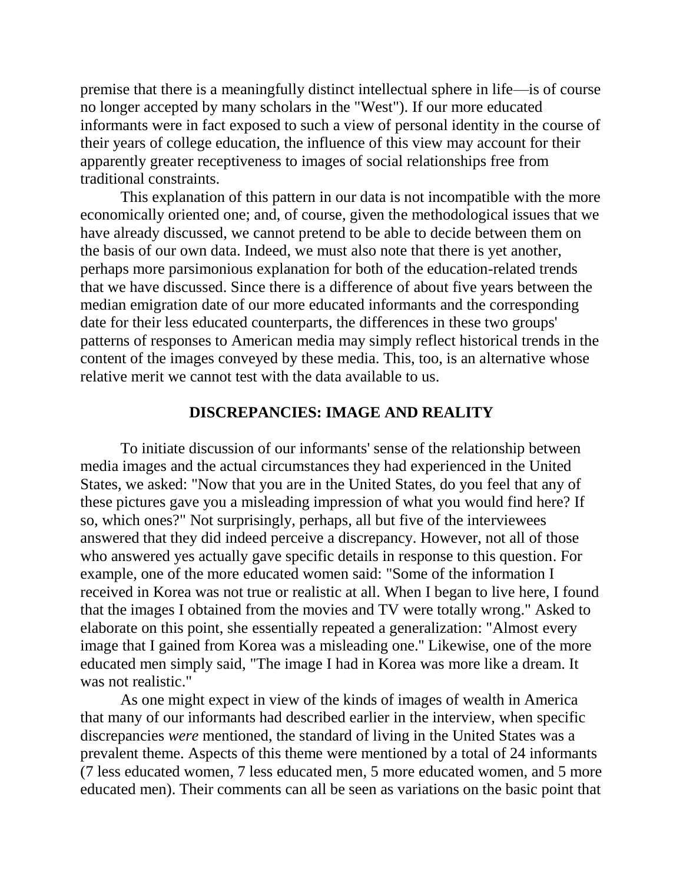premise that there is a meaningfully distinct intellectual sphere in life—is of course no longer accepted by many scholars in the "West"). If our more educated informants were in fact exposed to such a view of personal identity in the course of their years of college education, the influence of this view may account for their apparently greater receptiveness to images of social relationships free from traditional constraints.

This explanation of this pattern in our data is not incompatible with the more economically oriented one; and, of course, given the methodological issues that we have already discussed, we cannot pretend to be able to decide between them on the basis of our own data. Indeed, we must also note that there is yet another, perhaps more parsimonious explanation for both of the education-related trends that we have discussed. Since there is a difference of about five years between the median emigration date of our more educated informants and the corresponding date for their less educated counterparts, the differences in these two groups' patterns of responses to American media may simply reflect historical trends in the content of the images conveyed by these media. This, too, is an alternative whose relative merit we cannot test with the data available to us.

## DISCREPANCIES: IMAGE AND REALITY

To initiate discussion of our informants' sense of the relationship between media images and the actual circumstances they had experienced in the United States, we asked: "Now that you are in the United States, do you feel that any of these pictures gave you a misleading impression of what you would find here? If so, which ones?" Not surprisingly, perhaps, all but five of the interviewees answered that they did indeed perceive a discrepancy. However, not all of those who answered yes actually gave specific details in response to this question. For example, one of the more educated women said: "Some of the information I received in Korea was not true or realistic at all. When I began to live here, I found that the images I obtained from the movies and TV were totally wrong." Asked to elaborate on this point, she essentially repeated a generalization: "Almost every image that I gained from Korea was a misleading one." Likewise, one of the more educated men simply said, "The image I had in Korea was more like a dream. It was not realistic."

As one might expect in view of the kinds of images of wealth in America that many of our informants had described earlier in the interview, when specific discrepancies *were* mentioned, the standard of living in the United States was a prevalent theme. Aspects of this theme were mentioned by a total of 24 informants (7 less educated women, 7 less educated men, 5 more educated women, and 5 more educated men). Their comments can all be seen as variations on the basic point that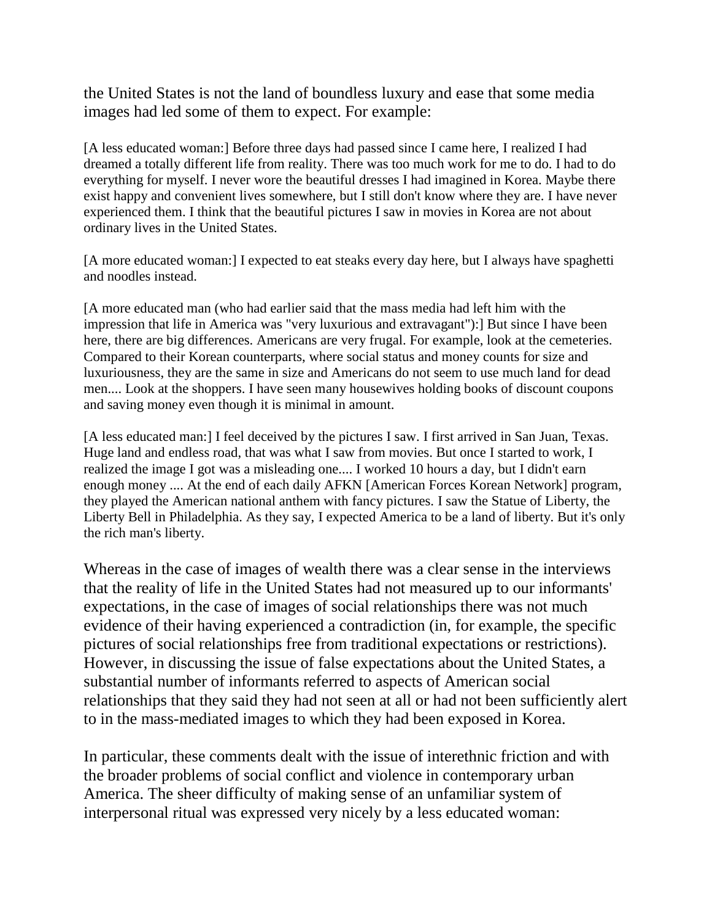the United States is not the land of boundless luxury and ease that some media images had led some of them to expect. For example:

> [A less educated woman:] Before three days had passed since I came here, I realized I had dreamed a totally different life from reality. There was too much work for me to do. I had to do everything for myself. I never wore the beautiful dresses I had imagined in Korea. Maybe there exist happy and convenient lives somewhere, but I still don't know where they are. I have never experienced them. I think that the beautiful pictures I saw in movies in Korea are not about ordinary lives in the United States.

> [A more educated woman:] I expected to eat steaks every day here, but I always have spaghetti and noodles instead.

> [A more educated man (who had earlier said that the mass media had left him with the impression that life in America was "very luxurious and extravagant"):] But since I have been here, there are big differences. Americans are very frugal. For example, look at the cemeteries. Compared to their Korean counterparts, where social status and money counts for size and luxuriousness, they are the same in size and Americans do not seem to use much land for dead men.... Look at the shoppers. I have seen many housewives holding books of discount coupons and saving money even though it is minimal in amount.

> [A less educated man:] I feel deceived by the pictures I saw. I first arrived in San Juan, Texas. Huge land and endless road, that was what I saw from movies. But once I started to work, I realized the image I got was a misleading one.... I worked 10 hours a day, but I didn't earn enough money .... At the end of each daily AFKN [American Forces Korean Network] program, they played the American national anthem with fancy pictures. I saw the Statue of Liberty, the Liberty Bell in Philadelphia. As they say, I expected America to be a land of liberty. But it's only the rich man's liberty.

Whereas in the case of images of wealth there was a clear sense in the interviews that the reality of life in the United States had not measured up to our informants' expectations, in the case of images of social relationships there was not much evidence of their having experienced a contradiction (in, for example, the specific pictures of social relationships free from traditional expectations or restrictions). However, in discussing the issue of false expectations about the United States, a substantial number of informants referred to aspects of American social relationships that they said they had not seen at all or had not been sufficiently alert to in the mass-mediated images to which they had been exposed in Korea.

In particular, these comments dealt with the issue of interethnic friction and with the broader problems of social conflict and violence in contemporary urban America. The sheer difficulty of making sense of an unfamiliar system of interpersonal ritual was expressed very nicely by a less educated woman: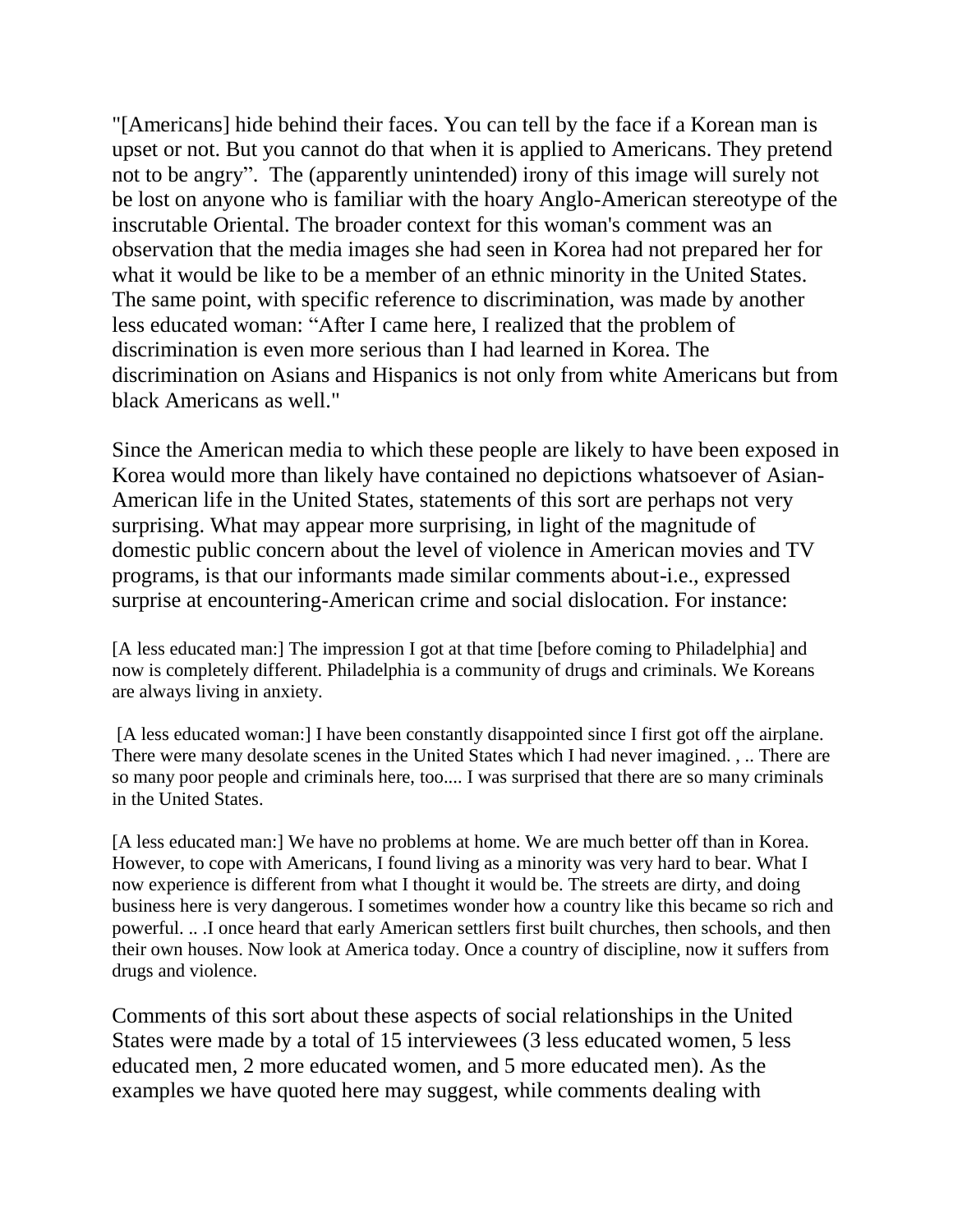"[Americans] hide behind their faces. You can tell by the face if a Korean man is upset or not. But you cannot do that when it is applied to Americans. They pretend not to be angry". The (apparently unintended) irony of this image will surely not be lost on anyone who is familiar with the hoary Anglo-American stereotype of the inscrutable Oriental. The broader context for this woman's comment was an observation that the media images she had seen in Korea had not prepared her for what it would be like to be a member of an ethnic minority in the United States. The same point, with specific reference to discrimination, was made by another less educated woman: "After I came here, I realized that the problem of discrimination is even more serious than I had learned in Korea. The discrimination on Asians and Hispanics is not only from white Americans but from black Americans as well."

Since the American media to which these people are likely to have been exposed in Korea would more than likely have contained no depictions whatsoever of Asian-American life in the United States, statements of this sort are perhaps not very surprising. What may appear more surprising, in light of the magnitude of domestic public concern about the level of violence in American movies and TV programs, is that our informants made similar comments about-i.e., expressed surprise at encountering-American crime and social dislocation. For instance:

> [A less educated man:] The impression I got at that time [before coming to Philadelphia] and now is completely different. Philadelphia is a community of drugs and criminals. We Koreans are always living in anxiety.

> [A less educated woman:] I have been constantly disappointed since I first got off the airplane. There were many desolate scenes in the United States which I had never imagined. , .. There are so many poor people and criminals here, too.... I was surprised that there are so many criminals in the United States.

> [A less educated man:] We have no problems at home. We are much better off than in Korea. However, to cope with Americans, I found living as a minority was very hard to bear. What I now experience is different from what I thought it would be. The streets are dirty, and doing business here is very dangerous. I sometimes wonder how a country like this became so rich and powerful. .. .I once heard that early American settlers first built churches, then schools, and then their own houses. Now look at America today. Once a country of discipline, now it suffers from drugs and violence.

Comments of this sort about these aspects of social relationships in the United States were made by a total of 15 interviewees (3 less educated women, 5 less educated men, 2 more educated women, and 5 more educated men). As the examples we have quoted here may suggest, while comments dealing with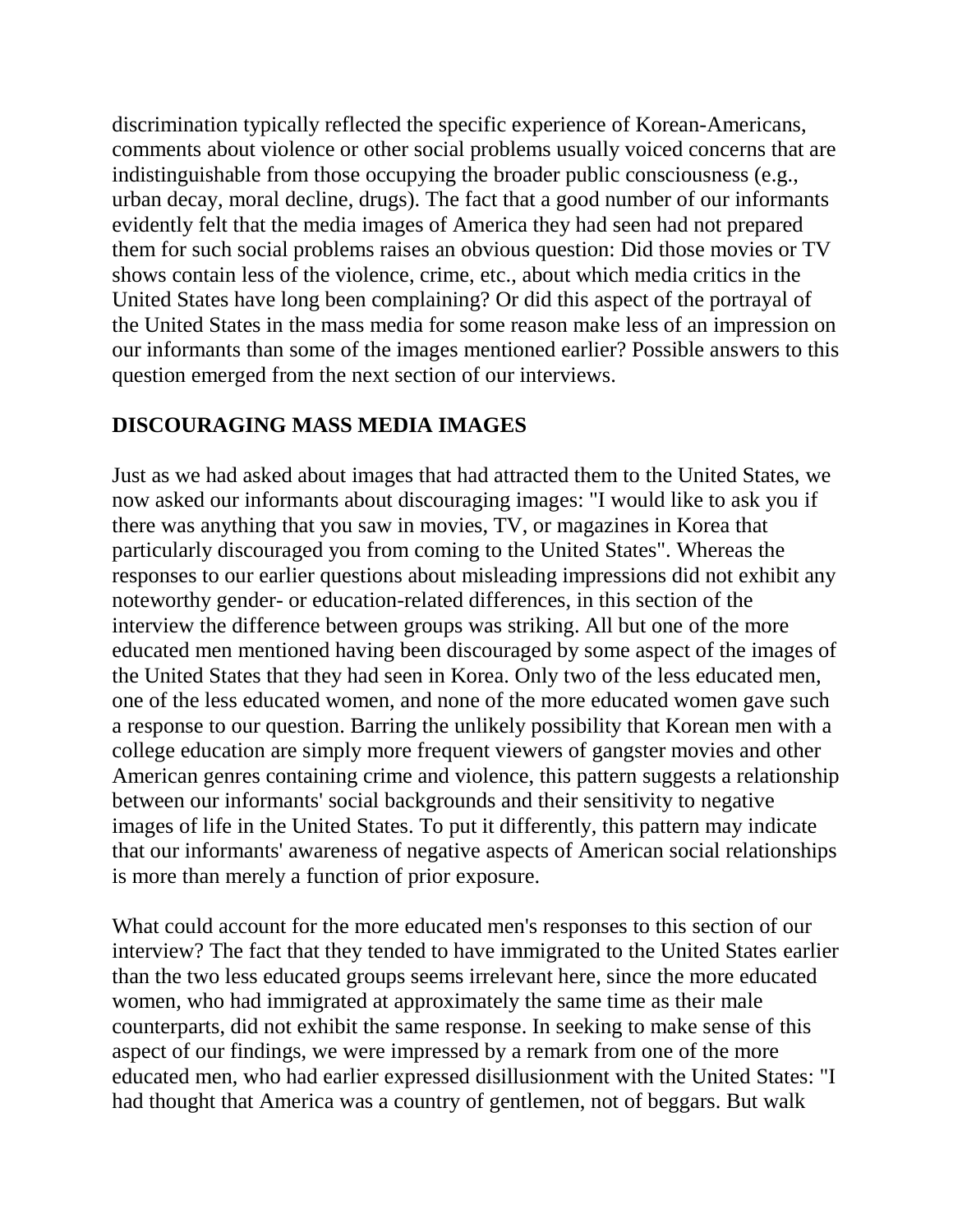discrimination typically reflected the specific experience of Korean-Americans, comments about violence or other social problems usually voiced concerns that are indistinguishable from those occupying the broader public consciousness (e.g., urban decay, moral decline, drugs). The fact that a good number of our informants evidently felt that the media images of America they had seen had not prepared them for such social problems raises an obvious question: Did those movies or TV shows contain less of the violence, crime, etc., about which media critics in the United States have long been complaining? Or did this aspect of the portrayal of the United States in the mass media for some reason make less of an impression on our informants than some of the images mentioned earlier? Possible answers to this question emerged from the next section of our interviews.

## DISCOURAGING MASS MEDIA IMAGES

Just as we had asked about images that had attracted them to the United States, we now asked our informants about discouraging images: "I would like to ask you if there was anything that you saw in movies, TV, or magazines in Korea that particularly discouraged you from coming to the United States". Whereas the responses to our earlier questions about misleading impressions did not exhibit any noteworthy gender- or education-related differences, in this section of the interview the difference between groups was striking. All but one of the more educated men mentioned having been discouraged by some aspect of the images of the United States that they had seen in Korea. Only two of the less educated men, one of the less educated women, and none of the more educated women gave such a response to our question. Barring the unlikely possibility that Korean men with a college education are simply more frequent viewers of gangster movies and other American genres containing crime and violence, this pattern suggests a relationship between our informants' social backgrounds and their sensitivity to negative images of life in the United States. To put it differently, this pattern may indicate that our informants' awareness of negative aspects of American social relationships is more than merely a function of prior exposure.

What could account for the more educated men's responses to this section of our interview? The fact that they tended to have immigrated to the United States earlier than the two less educated groups seems irrelevant here, since the more educated women, who had immigrated at approximately the same time as their male counterparts, did not exhibit the same response. In seeking to make sense of this aspect of our findings, we were impressed by a remark from one of the more educated men, who had earlier expressed disillusionment with the United States: "I had thought that America was a country of gentlemen, not of beggars. But walk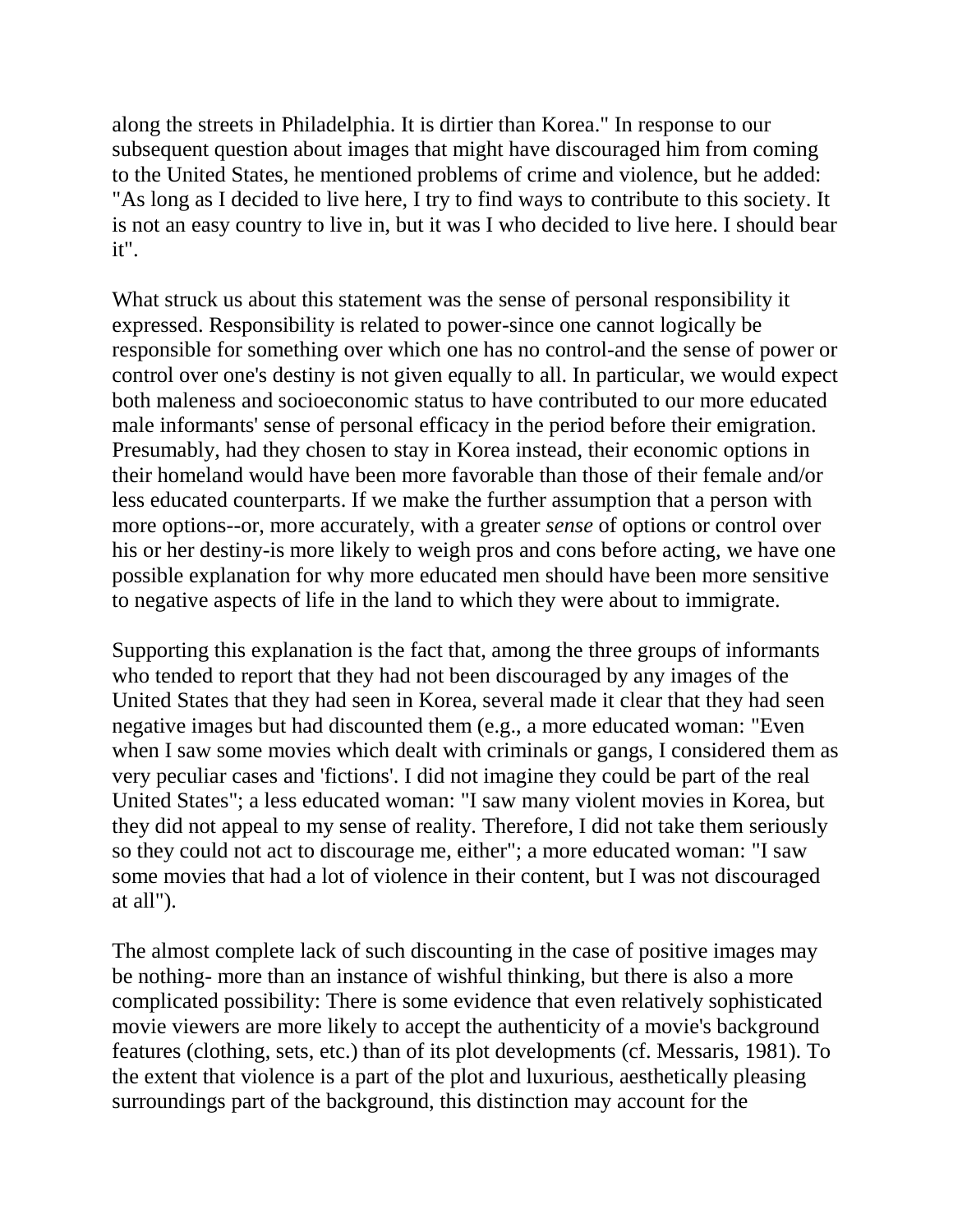along the streets in Philadelphia. It is dirtier than Korea." In response to our subsequent question about images that might have discouraged him from coming to the United States, he mentioned problems of crime and violence, but he added: "As long as I decided to live here, I try to find ways to contribute to this society. It is not an easy country to live in, but it was I who decided to live here. I should bear it".

What struck us about this statement was the sense of personal responsibility it expressed. Responsibility is related to power-since one cannot logically be responsible for something over which one has no control-and the sense of power or control over one's destiny is not given equally to all. In particular, we would expect both maleness and socioeconomic status to have contributed to our more educated male informants' sense of personal efficacy in the period before their emigration. Presumably, had they chosen to stay in Korea instead, their economic options in their homeland would have been more favorable than those of their female and/or less educated counterparts. If we make the further assumption that a person with more options--or, more accurately, with a greater *sense* of options or control over his or her destiny-is more likely to weigh pros and cons before acting, we have one possible explanation for why more educated men should have been more sensitive to negative aspects of life in the land to which they were about to immigrate.

Supporting this explanation is the fact that, among the three groups of informants who tended to report that they had not been discouraged by any images of the United States that they had seen in Korea, several made it clear that they had seen negative images but had discounted them (e.g., a more educated woman: "Even when I saw some movies which dealt with criminals or gangs, I considered them as very peculiar cases and 'fictions'. I did not imagine they could be part of the real United States"; a less educated woman: "I saw many violent movies in Korea, but they did not appeal to my sense of reality. Therefore, I did not take them seriously so they could not act to discourage me, either"; a more educated woman: "I saw some movies that had a lot of violence in their content, but I was not discouraged at all").

The almost complete lack of such discounting in the case of positive images may be nothing- more than an instance of wishful thinking, but there is also a more complicated possibility: There is some evidence that even relatively sophisticated movie viewers are more likely to accept the authenticity of a movie's background features (clothing, sets, etc.) than of its plot developments (cf. Messaris, 1981). To the extent that violence is a part of the plot and luxurious, aesthetically pleasing surroundings part of the background, this distinction may account for the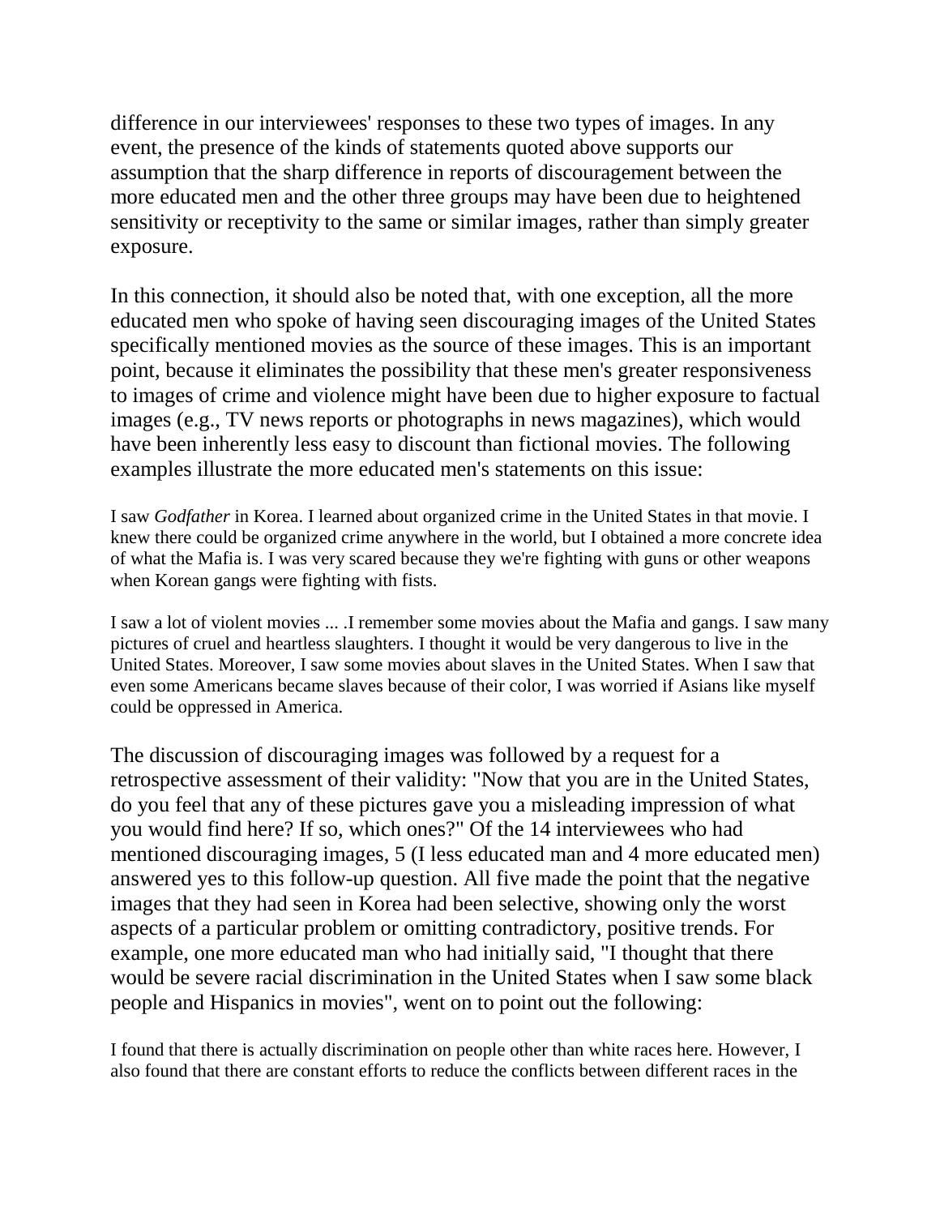difference in our interviewees' responses to these two types of images. In any event, the presence of the kinds of statements quoted above supports our assumption that the sharp difference in reports of discouragement between the more educated men and the other three groups may have been due to heightened sensitivity or receptivity to the same or similar images, rather than simply greater exposure.

In this connection, it should also be noted that, with one exception, all the more educated men who spoke of having seen discouraging images of the United States specifically mentioned movies as the source of these images. This is an important point, because it eliminates the possibility that these men's greater responsiveness to images of crime and violence might have been due to higher exposure to factual images (e.g., TV news reports or photographs in news magazines), which would have been inherently less easy to discount than fictional movies. The following examples illustrate the more educated men's statements on this issue:

> I saw *Godfather* in Korea. I learned about organized crime in the United States in that movie. I knew there could be organized crime anywhere in the world, but I obtained a more concrete idea of what the Mafia is. I was very scared because they we're fighting with guns or other weapons when Korean gangs were fighting with fists.

> I saw a lot of violent movies ... .I remember some movies about the Mafia and gangs. I saw many pictures of cruel and heartless slaughters. I thought it would be very dangerous to live in the United States. Moreover, I saw some movies about slaves in the United States. When I saw that even some Americans became slaves because of their color, I was worried if Asians like myself could be oppressed in America.

The discussion of discouraging images was followed by a request for a retrospective assessment of their validity: "Now that you are in the United States, do you feel that any of these pictures gave you a misleading impression of what you would find here? If so, which ones?" Of the 14 interviewees who had mentioned discouraging images, 5 (I less educated man and 4 more educated men) answered yes to this follow-up question. All five made the point that the negative images that they had seen in Korea had been selective, showing only the worst aspects of a particular problem or omitting contradictory, positive trends. For example, one more educated man who had initially said, "I thought that there would be severe racial discrimination in the United States when I saw some black people and Hispanics in movies", went on to point out the following:

> I found that there is actually discrimination on people other than white races here. However, I also found that there are constant efforts to reduce the conflicts between different races in the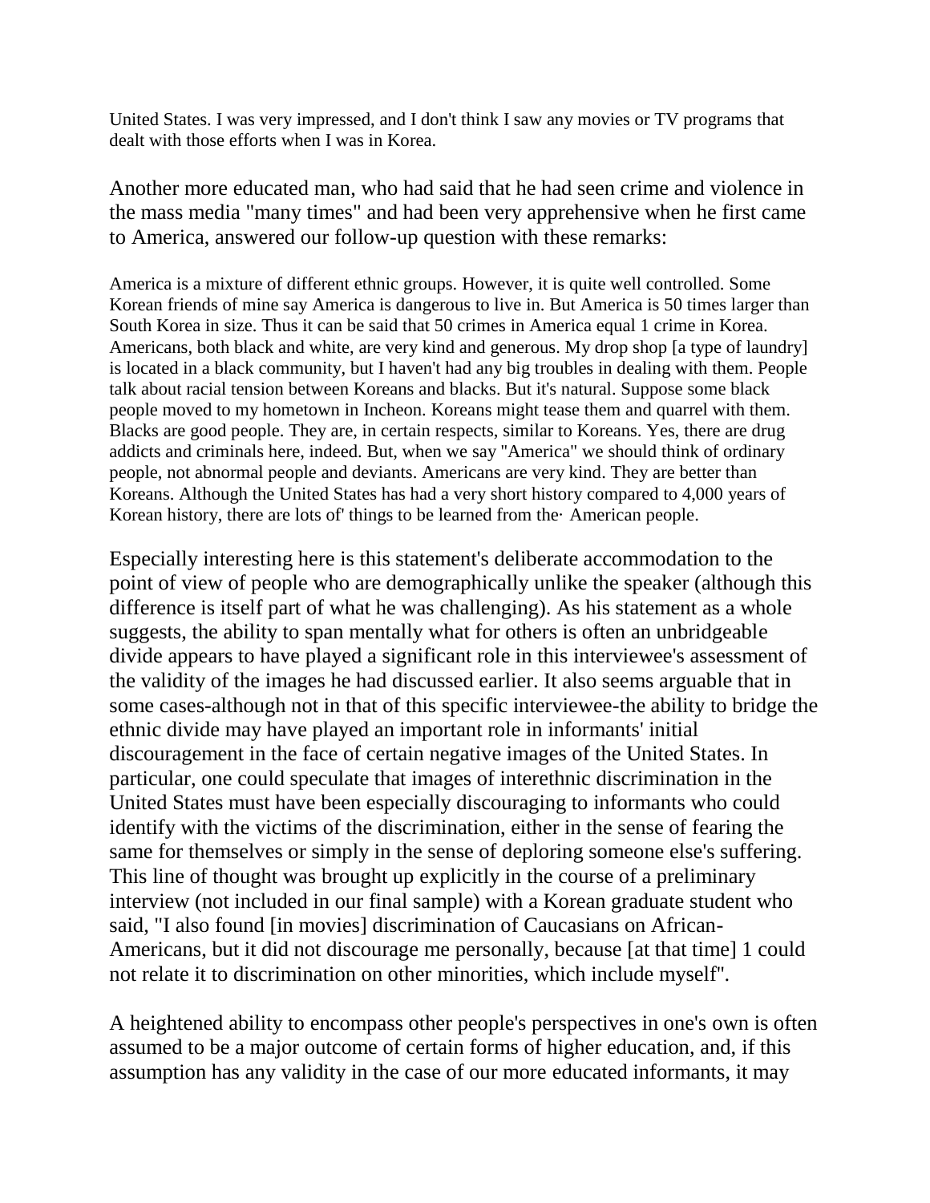United States. I was very impressed, and I don't think I saw any movies or TV programs that dealt with those efforts when I was in Korea.

Another more educated man, who had said that he had seen crime and violence in the mass media "many times" and had been very apprehensive when he first came to America, answered our follow-up question with these remarks:

> America is a mixture of different ethnic groups. However, it is quite well controlled. Some Korean friends of mine say America is dangerous to live in. But America is 50 times larger than South Korea in size. Thus it can be said that 50 crimes in America equal 1 crime in Korea. Americans, both black and white, are very kind and generous. My drop shop [a type of laundry] is located in a black community, but I haven't had any big troubles in dealing with them. People talk about racial tension between Koreans and blacks. But it's natural. Suppose some black people moved to my hometown in Incheon. Koreans might tease them and quarrel with them. Blacks are good people. They are, in certain respects, similar to Koreans. Yes, there are drug addicts and criminals here, indeed. But, when we say "America" we should think of ordinary people, not abnormal people and deviants. Americans are very kind. They are better than Koreans. Although the United States has had a very short history compared to 4,000 years of Korean history, there are lots of' things to be learned from the· American people.

Especially interesting here is this statement's deliberate accommodation to the point of view of people who are demographically unlike the speaker (although this difference is itself part of what he was challenging). As his statement as a whole suggests, the ability to span mentally what for others is often an unbridgeable divide appears to have played a significant role in this interviewee's assessment of the validity of the images he had discussed earlier. It also seems arguable that in some cases-although not in that of this specific interviewee-the ability to bridge the ethnic divide may have played an important role in informants' initial discouragement in the face of certain negative images of the United States. In particular, one could speculate that images of interethnic discrimination in the United States must have been especially discouraging to informants who could identify with the victims of the discrimination, either in the sense of fearing the same for themselves or simply in the sense of deploring someone else's suffering. This line of thought was brought up explicitly in the course of a preliminary interview (not included in our final sample) with a Korean graduate student who said, "I also found [in movies] discrimination of Caucasians on African-Americans, but it did not discourage me personally, because [at that time] 1 could not relate it to discrimination on other minorities, which include myself".

A heightened ability to encompass other people's perspectives in one's own is often assumed to be a major outcome of certain forms of higher education, and, if this assumption has any validity in the case of our more educated informants, it may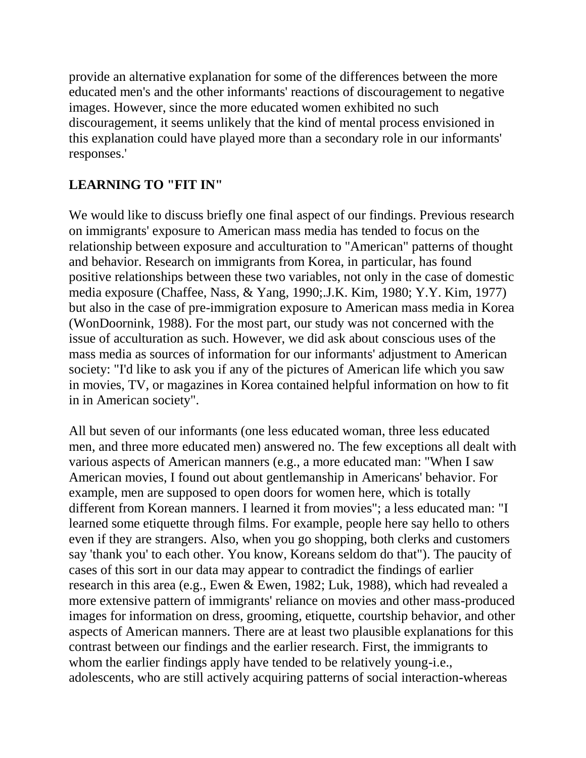provide an alternative explanation for some of the differences between the more educated men's and the other informants' reactions of discouragement to negative images. However, since the more educated women exhibited no such discouragement, it seems unlikely that the kind of mental process envisioned in this explanation could have played more than a secondary role in our informants' responses.'

## LEARNING TO "FIT IN"

We would like to discuss briefly one final aspect of our findings. Previous research on immigrants' exposure to American mass media has tended to focus on the relationship between exposure and acculturation to "American" patterns of thought and behavior. Research on immigrants from Korea, in particular, has found positive relationships between these two variables, not only in the case of domestic media exposure (Chaffee, Nass, & Yang, 1990;.J.K. Kim, 1980; Y.Y. Kim, 1977) but also in the case of pre-immigration exposure to American mass media in Korea (WonDoornink, 1988). For the most part, our study was not concerned with the issue of acculturation as such. However, we did ask about conscious uses of the mass media as sources of information for our informants' adjustment to American society: "I'd like to ask you if any of the pictures of American life which you saw in movies, TV, or magazines in Korea contained helpful information on how to fit in in American society".

All but seven of our informants (one less educated woman, three less educated men, and three more educated men) answered no. The few exceptions all dealt with various aspects of American manners (e.g., a more educated man: "When I saw American movies, I found out about gentlemanship in Americans' behavior. For example, men are supposed to open doors for women here, which is totally different from Korean manners. I learned it from movies"; a less educated man: "I learned some etiquette through films. For example, people here say hello to others even if they are strangers. Also, when you go shopping, both clerks and customers say 'thank you' to each other. You know, Koreans seldom do that"). The paucity of cases of this sort in our data may appear to contradict the findings of earlier research in this area (e.g., Ewen & Ewen, 1982; Luk, 1988), which had revealed a more extensive pattern of immigrants' reliance on movies and other mass-produced images for information on dress, grooming, etiquette, courtship behavior, and other aspects of American manners. There are at least two plausible explanations for this contrast between our findings and the earlier research. First, the immigrants to whom the earlier findings apply have tended to be relatively young-i.e., adolescents, who are still actively acquiring patterns of social interaction-whereas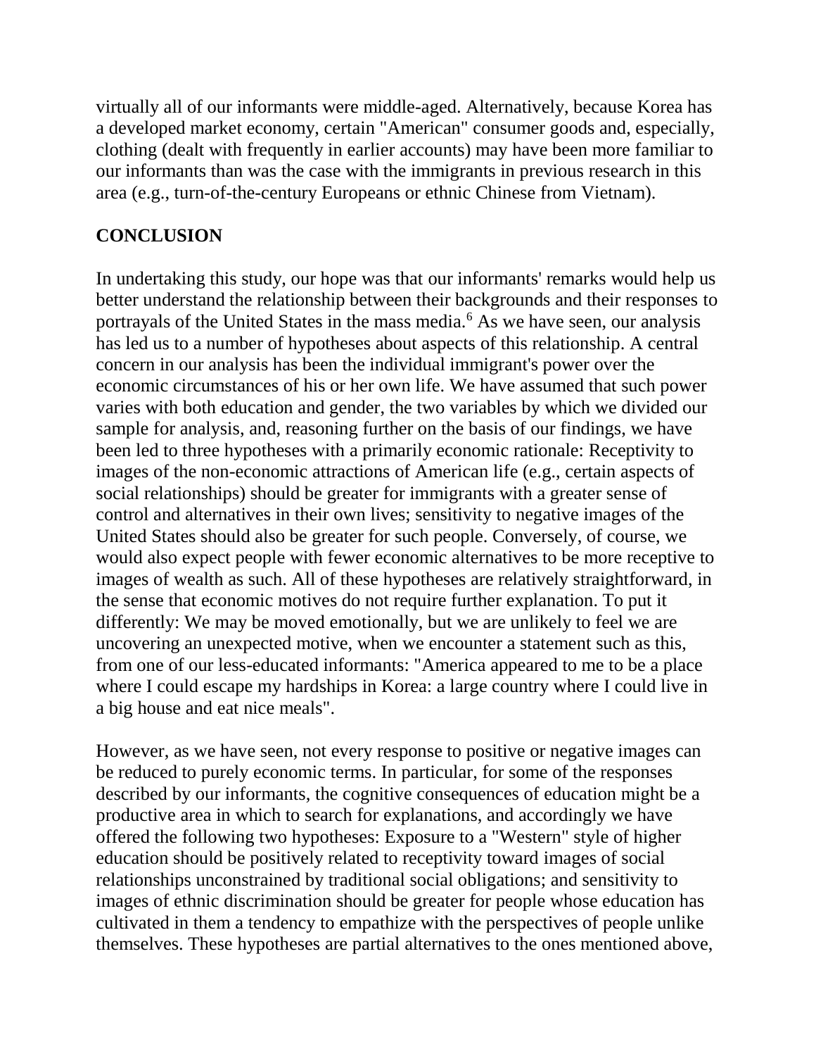virtually all of our informants were middle-aged. Alternatively, because Korea has a developed market economy, certain "American" consumer goods and, especially, clothing (dealt with frequently in earlier accounts) may have been more familiar to our informants than was the case with the immigrants in previous research in this area (e.g., turn-of-the-century Europeans or ethnic Chinese from Vietnam).

## CONCLUSION

In undertaking this study, our hope was that our informants' remarks would help us better understand the relationship between their backgrounds and their responses to portrayals of the United States in the mass media.[6] As we have seen, our analysis has led us to a number of hypotheses about aspects of this relationship. A central concern in our analysis has been the individual immigrant's power over the economic circumstances of his or her own life. We have assumed that such power varies with both education and gender, the two variables by which we divided our sample for analysis, and, reasoning further on the basis of our findings, we have been led to three hypotheses with a primarily economic rationale: Receptivity to images of the non-economic attractions of American life (e.g., certain aspects of social relationships) should be greater for immigrants with a greater sense of control and alternatives in their own lives; sensitivity to negative images of the United States should also be greater for such people. Conversely, of course, we would also expect people with fewer economic alternatives to be more receptive to images of wealth as such. All of these hypotheses are relatively straightforward, in the sense that economic motives do not require further explanation. To put it differently: We may be moved emotionally, but we are unlikely to feel we are uncovering an unexpected motive, when we encounter a statement such as this, from one of our less-educated informants: "America appeared to me to be a place where I could escape my hardships in Korea: a large country where I could live in a big house and eat nice meals".

However, as we have seen, not every response to positive or negative images can be reduced to purely economic terms. In particular, for some of the responses described by our informants, the cognitive consequences of education might be a productive area in which to search for explanations, and accordingly we have offered the following two hypotheses: Exposure to a "Western" style of higher education should be positively related to receptivity toward images of social relationships unconstrained by traditional social obligations; and sensitivity to images of ethnic discrimination should be greater for people whose education has cultivated in them a tendency to empathize with the perspectives of people unlike themselves. These hypotheses are partial alternatives to the ones mentioned above,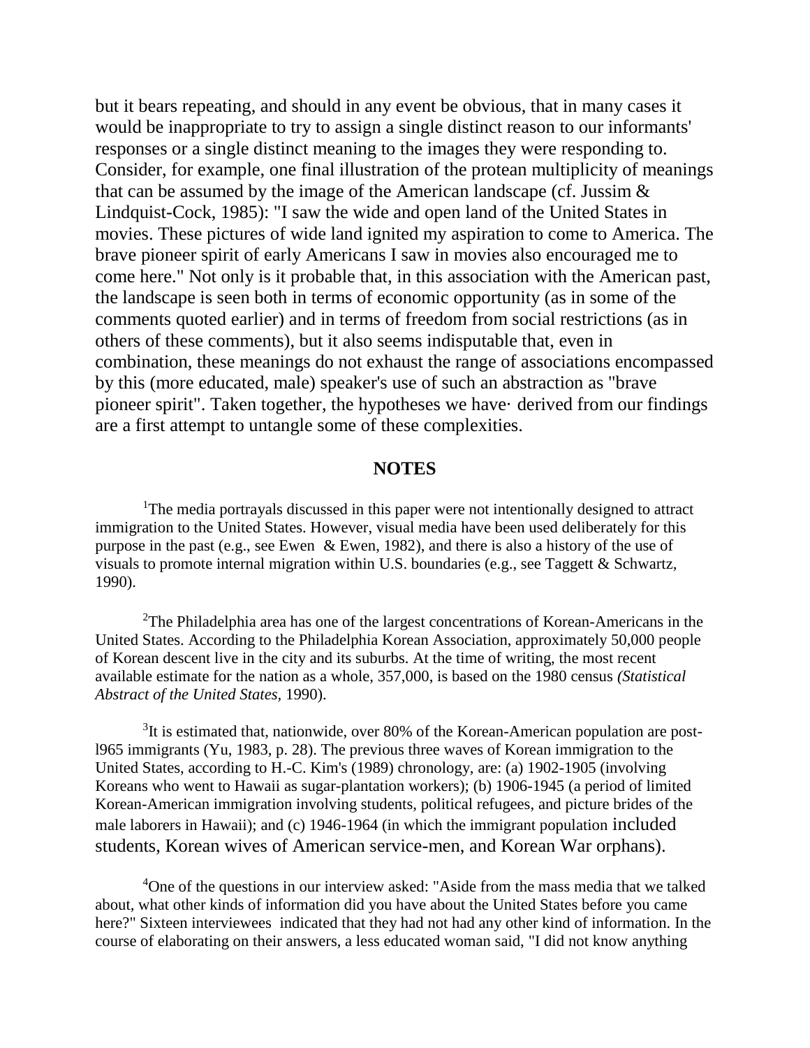but it bears repeating, and should in any event be obvious, that in many cases it would be inappropriate to try to assign a single distinct reason to our informants' responses or a single distinct meaning to the images they were responding to. Consider, for example, one final illustration of the protean multiplicity of meanings that can be assumed by the image of the American landscape (cf. Jussim & Lindquist-Cock, 1985): "I saw the wide and open land of the United States in movies. These pictures of wide land ignited my aspiration to come to America. The brave pioneer spirit of early Americans I saw in movies also encouraged me to come here." Not only is it probable that, in this association with the American past, the landscape is seen both in terms of economic opportunity (as in some of the comments quoted earlier) and in terms of freedom from social restrictions (as in others of these comments), but it also seems indisputable that, even in combination, these meanings do not exhaust the range of associations encompassed by this (more educated, male) speaker's use of such an abstraction as "brave pioneer spirit". Taken together, the hypotheses we have· derived from our findings are a first attempt to untangle some of these complexities.

## NOTES

[1]The media portrayals discussed in this paper were not intentionally designed to attract immigration to the United States. However, visual media have been used deliberately for this purpose in the past (e.g., see Ewen & Ewen, 1982), and there is also a history of the use of visuals to promote internal migration within U.S. boundaries (e.g., see Taggett & Schwartz, 1990).

[2]The Philadelphia area has one of the largest concentrations of Korean-Americans in the United States. According to the Philadelphia Korean Association, approximately 50,000 people of Korean descent live in the city and its suburbs. At the time of writing, the most recent available estimate for the nation as a whole, 357,000, is based on the 1980 census *(Statistical Abstract of the United States,* 1990).

[3]It is estimated that, nationwide, over 80% of the Korean-American population are post-l965 immigrants (Yu, 1983, p. 28). The previous three waves of Korean immigration to the United States, according to H.-C. Kim's (1989) chronology, are: (a) 1902-1905 (involving Koreans who went to Hawaii as sugar-plantation workers); (b) 1906-1945 (a period of limited Korean-American immigration involving students, political refugees, and picture brides of the male laborers in Hawaii); and (c) 1946-1964 (in which the immigrant population included students, Korean wives of American service-men, and Korean War orphans).

[4]One of the questions in our interview asked: "Aside from the mass media that we talked about, what other kinds of information did you have about the United States before you came here?" Sixteen interviewees indicated that they had not had any other kind of information. In the course of elaborating on their answers, a less educated woman said, "I did not know anything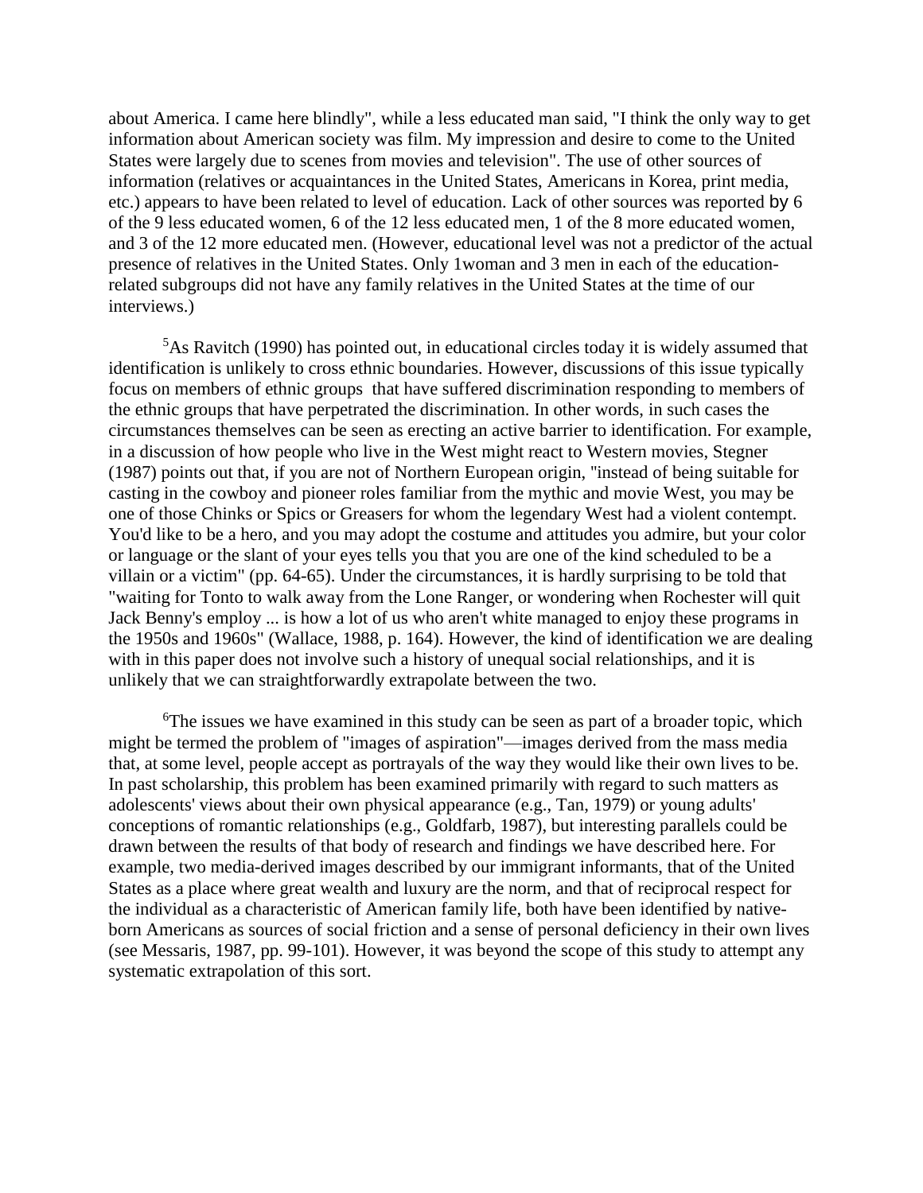about America. I came here blindly", while a less educated man said, "I think the only way to get information about American society was film. My impression and desire to come to the United States were largely due to scenes from movies and television". The use of other sources of information (relatives or acquaintances in the United States, Americans in Korea, print media, etc.) appears to have been related to level of education. Lack of other sources was reported by 6 of the 9 less educated women, 6 of the 12 less educated men, 1 of the 8 more educated women, and 3 of the 12 more educated men. (However, educational level was not a predictor of the actual presence of relatives in the United States. Only 1woman and 3 men in each of the education-related subgroups did not have any family relatives in the United States at the time of our interviews.)

[5]As Ravitch (1990) has pointed out, in educational circles today it is widely assumed that identification is unlikely to cross ethnic boundaries. However, discussions of this issue typically focus on members of ethnic groups that have suffered discrimination responding to members of the ethnic groups that have perpetrated the discrimination. In other words, in such cases the circumstances themselves can be seen as erecting an active barrier to identification. For example, in a discussion of how people who live in the West might react to Western movies, Stegner (1987) points out that, if you are not of Northern European origin, "instead of being suitable for casting in the cowboy and pioneer roles familiar from the mythic and movie West, you may be one of those Chinks or Spics or Greasers for whom the legendary West had a violent contempt. You'd like to be a hero, and you may adopt the costume and attitudes you admire, but your color or language or the slant of your eyes tells you that you are one of the kind scheduled to be a villain or a victim" (pp. 64-65). Under the circumstances, it is hardly surprising to be told that "waiting for Tonto to walk away from the Lone Ranger, or wondering when Rochester will quit Jack Benny's employ ... is how a lot of us who aren't white managed to enjoy these programs in the 1950s and 1960s" (Wallace, 1988, p. 164). However, the kind of identification we are dealing with in this paper does not involve such a history of unequal social relationships, and it is unlikely that we can straightforwardly extrapolate between the two.

[6]The issues we have examined in this study can be seen as part of a broader topic, which might be termed the problem of "images of aspiration"—images derived from the mass media that, at some level, people accept as portrayals of the way they would like their own lives to be. In past scholarship, this problem has been examined primarily with regard to such matters as adolescents' views about their own physical appearance (e.g., Tan, 1979) or young adults' conceptions of romantic relationships (e.g., Goldfarb, 1987), but interesting parallels could be drawn between the results of that body of research and findings we have described here. For example, two media-derived images described by our immigrant informants, that of the United States as a place where great wealth and luxury are the norm, and that of reciprocal respect for the individual as a characteristic of American family life, both have been identified by native-born Americans as sources of social friction and a sense of personal deficiency in their own lives (see Messaris, 1987, pp. 99-101). However, it was beyond the scope of this study to attempt any systematic extrapolation of this sort.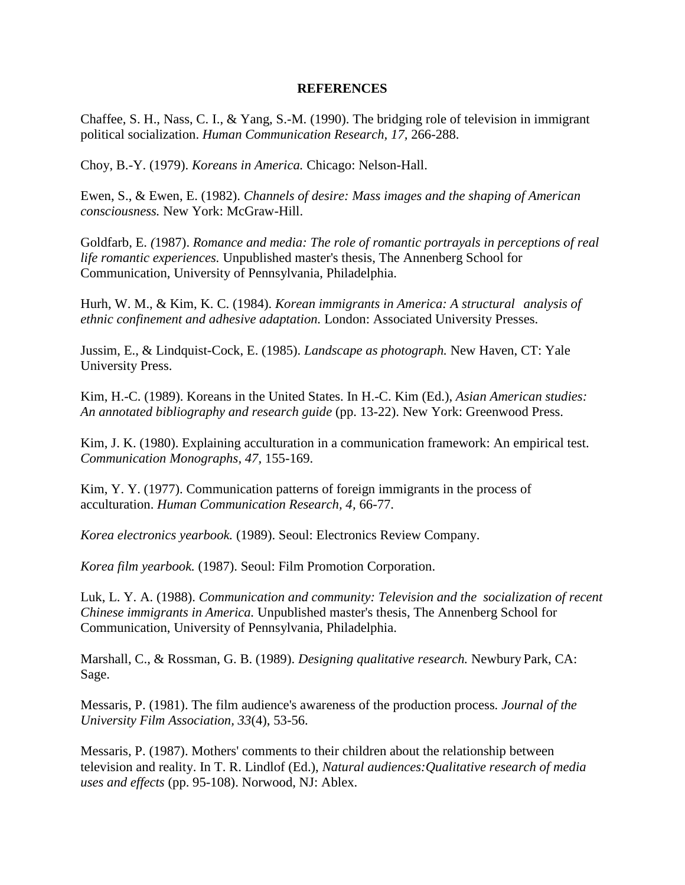## REFERENCES

Chaffee, S. H., Nass, C. I., & Yang, S.-M. (1990). The bridging role of television in immigrant political socialization. *Human Communication Research, 17,* 266-288.

Choy, B.-Y. (1979). *Koreans in America.* Chicago: Nelson-Hall.

Ewen, S., & Ewen, E. (1982). *Channels of desire: Mass images and the shaping of American consciousness.* New York: McGraw-Hill.

Goldfarb, E. (1987). *Romance and media: The role of romantic portrayals in perceptions of real life romantic experiences.* Unpublished master's thesis, The Annenberg School for Communication, University of Pennsylvania, Philadelphia.

Hurh, W. M., & Kim, K. C. (1984). *Korean immigrants in America: A structural analysis of ethnic confinement and adhesive adaptation.* London: Associated University Presses.

Jussim, E., & Lindquist-Cock, E. (1985). *Landscape as photograph.* New Haven, CT: Yale University Press.

Kim, H.-C. (1989). Koreans in the United States. In H.-C. Kim (Ed.), *Asian American studies: An annotated bibliography and research guide* (pp. 13-22). New York: Greenwood Press.

Kim, J. K. (1980). Explaining acculturation in a communication framework: An empirical test. *Communication Monographs, 47,* 155-169.

Kim, Y. Y. (1977). Communication patterns of foreign immigrants in the process of acculturation. *Human Communication Research, 4,* 66-77.

*Korea electronics yearbook.* (1989). Seoul: Electronics Review Company.

*Korea film yearbook.* (1987). Seoul: Film Promotion Corporation.

Luk, L. Y. A. (1988). *Communication and community: Television and the socialization of recent Chinese immigrants in America.* Unpublished master's thesis, The Annenberg School for Communication, University of Pennsylvania, Philadelphia.

Marshall, C., & Rossman, G. B. (1989). *Designing qualitative research.* Newbury Park, CA: Sage.

Messaris, P. (1981). The film audience's awareness of the production process. *Journal of the University Film Association, 33*(4), 53-56.

Messaris, P. (1987). Mothers' comments to their children about the relationship between television and reality. In T. R. Lindlof (Ed.), *Natural audiences:Qualitative research of media uses and effects* (pp. 95-108). Norwood, NJ: Ablex.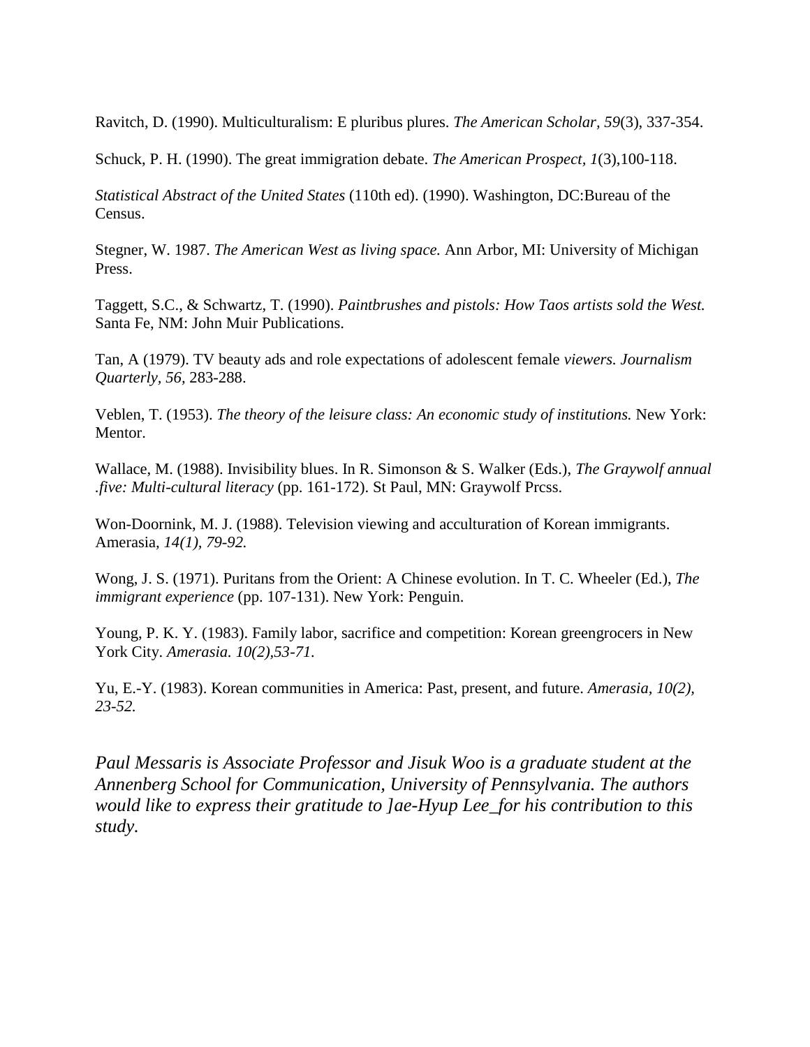Ravitch, D. (1990). Multiculturalism: E pluribus plures. *The American Scholar, 59*(3), 337-354.

Schuck, P. H. (1990). The great immigration debate. *The American Prospect, 1*(3),100-118.

*Statistical Abstract of the United States* (110th ed). (1990). Washington, DC:Bureau of the Census.

Stegner, W. 1987. *The American West as living space.* Ann Arbor, MI: University of Michigan Press.

Taggett, S.C., & Schwartz, T. (1990). *Paintbrushes and pistols: How Taos artists sold the West.* Santa Fe, NM: John Muir Publications.

Tan, A (1979). TV beauty ads and role expectations of adolescent female *viewers. Journalism Quarterly, 56,* 283-288.

Veblen, T. (1953). *The theory of the leisure class: An economic study of institutions.* New York: Mentor.

Wallace, M. (1988). Invisibility blues. In R. Simonson & S. Walker (Eds.), *The Graywolf annual .five: Multi-cultural literacy* (pp. 161-172). St Paul, MN: Graywolf Prcss.

Won-Doornink, M. J. (1988). Television viewing and acculturation of Korean immigrants. Amerasia, *14(1), 79-92.*

Wong, J. S. (1971). Puritans from the Orient: A Chinese evolution. In T. C. Wheeler (Ed.), *The immigrant experience* (pp. 107-131). New York: Penguin.

Young, P. K. Y. (1983). Family labor, sacrifice and competition: Korean greengrocers in New York City. *Amerasia. 10(2),53-71.*

Yu, E.-Y. (1983). Korean communities in America: Past, present, and future. *Amerasia, 10(2), 23-52.*

*Paul Messaris is Associate Professor and Jisuk Woo is a graduate student at the Annenberg School for Communication, University of Pennsylvania. The authors would like to express their gratitude to ]ae-Hyup Lee_for his contribution to this study.*